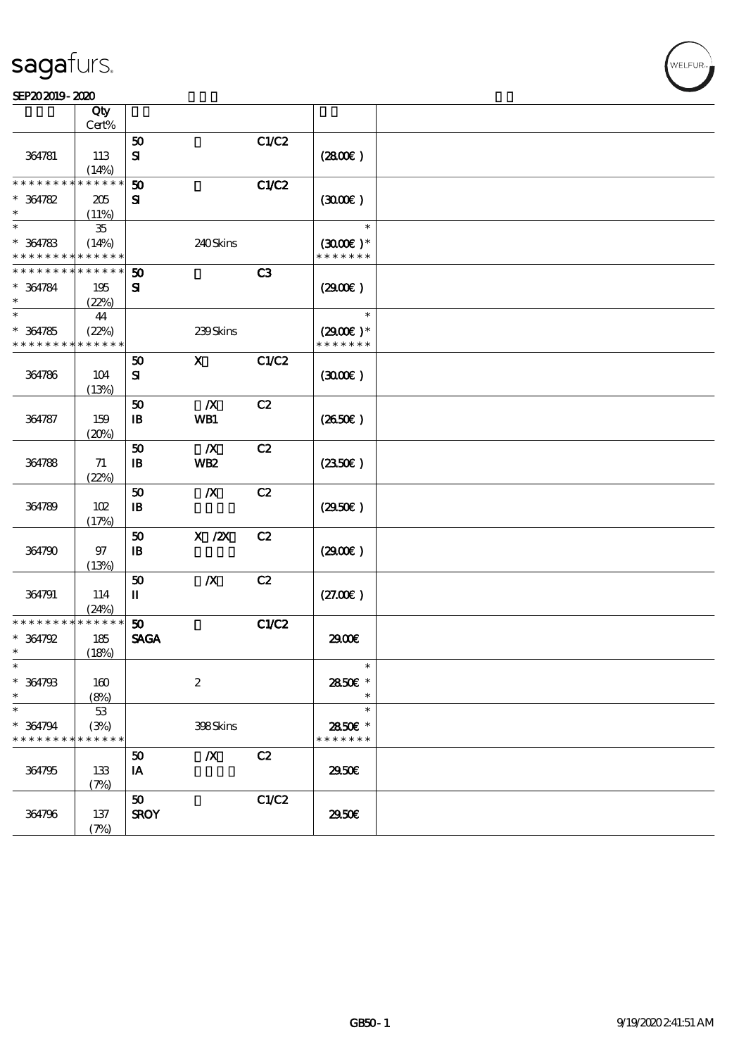| | Qty<br>Cert% | | | | | |
|---|---|---|---|---|---|---|
| 364781 | 113<br>(14%) | 50<br>SI | | C1/C2 | (28.00€) | |
| * * * * * * * * * * * * * *<br>* 364782<br>* | 205<br>(11%) | 50<br>SI | | C1/C2 | (30.00€) | |
| *<br>* 364783<br>* * * * * * * * * * * * * * | 35<br>(14%) | | 240 Skins | | *<br>(30.00€) *<br>* * * * * * * | |
| * * * * * * * * * * * * * *<br>* 364784<br>* | 195<br>(22%) | 50<br>SI | | C3 | (29.00€) | |
| *<br>* 364785<br>* * * * * * * * * * * * * * | 44<br>(22%) | | 239 Skins | | *<br>(29.00€) *<br>* * * * * * * | |
| 364786 | 104<br>(13%) | 50<br>SI | X | C1/C2 | (30.00€) | |
| 364787 | 159<br>(20%) | 50<br>IB | /X<br>WB1 | C2 | (26.50€) | |
| 364788 | 71<br>(22%) | 50<br>IB | /X<br>WB2 | C2 | (23.50€) | |
| 364789 | 102<br>(17%) | 50<br>IB | /X | C2 | (29.50€) | |
| 364790 | 97<br>(13%) | 50<br>IB | X /2X | C2 | (29.00€) | |
| 364791 | 114<br>(24%) | 50<br>II | /X | C2 | (27.00€) | |
| * * * * * * * * * * * * * *<br>* 364792<br>* | 185<br>(18%) | 50<br>SAGA | | C1/C2 | 29.00€ | |
| *<br>* 364793<br>* | 160<br>(8%) | | 2 | | *<br>28.50€ *<br>* | |
| *<br>* 364794<br>* * * * * * * * * * * * * * | 53<br>(3%) | | 398 Skins | | *<br>28.50€ *<br>* * * * * * * | |
| 364795 | 133<br>(7%) | 50<br>IA | /X | C2 | 29.50€ | |
| 364796 | 137<br>(7%) | 50<br>SROY | | C1/C2 | 29.50€ | |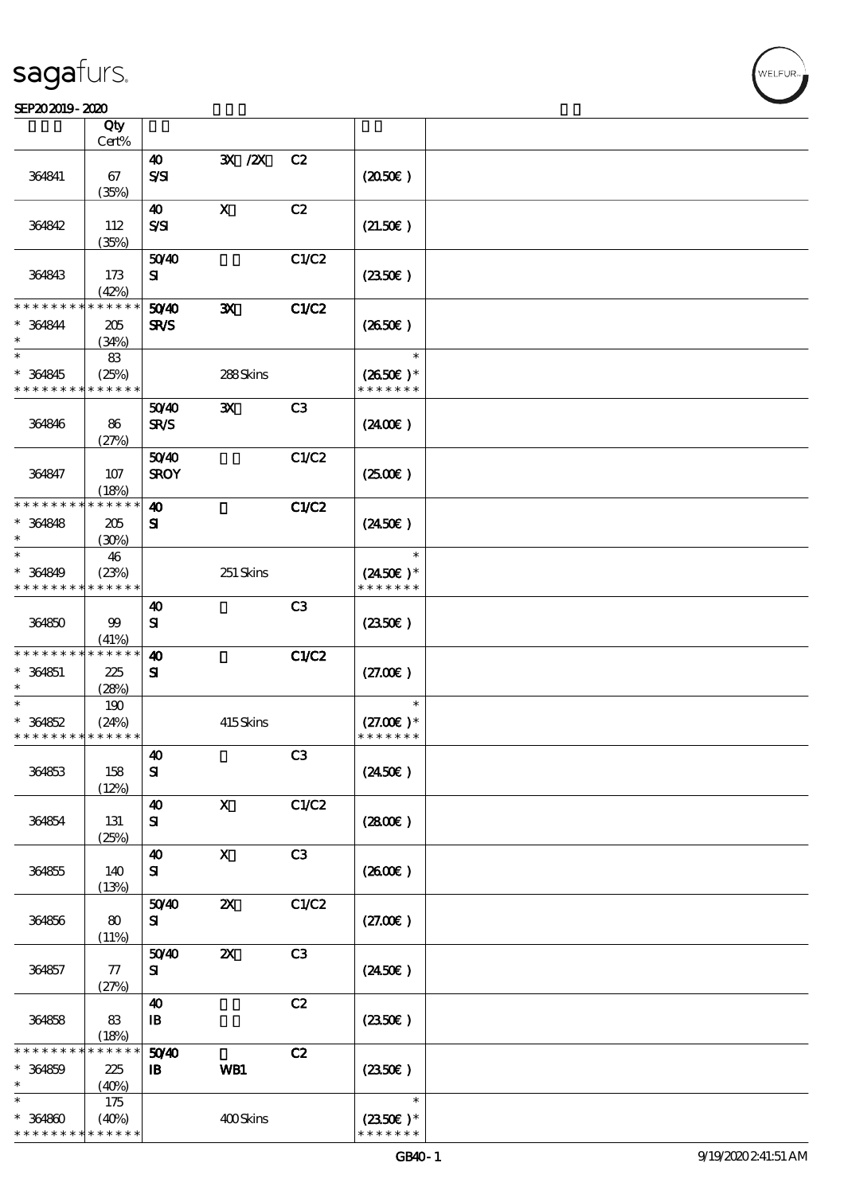| | Qty Cert% | | | | | |
|---|---|---|---|---|---|---|
| 364841 | 67 (35%) | 40 S/SI | 3X /2X | C2 | (20.50€) | |
| 364842 | 112 (35%) | 40 S/SI | X | C2 | (21.50€) | |
| 364843 | 173 (42%) | 50/40 SI | | C1/C2 | (23.50€) | |
| * 364844 * | 205 (34%) | 50/40 SR/S | 3X | C1/C2 | (26.50€) | |
| * 364845 * | 83 (25%) | | 288 Skins | | * (26.50€)* | |
| 364846 | 86 (27%) | 50/40 SR/S | 3X | C3 | (24.00€) | |
| 364847 | 107 (18%) | 50/40 SROY | | C1/C2 | (25.00€) | |
| * 364848 * | 205 (30%) | 40 SI | | C1/C2 | (24.50€) | |
| * 364849 * | 46 (23%) | | 251 Skins | | * (24.50€)* | |
| 364850 | 99 (41%) | 40 SI | | C3 | (23.50€) | |
| * 364851 * | 225 (28%) | 40 SI | | C1/C2 | (27.00€) | |
| * 364852 * | 190 (24%) | | 415 Skins | | * (27.00€)* | |
| 364853 | 158 (12%) | 40 SI | | C3 | (24.50€) | |
| 364854 | 131 (25%) | 40 SI | X | C1/C2 | (28.00€) | |
| 364855 | 140 (13%) | 40 SI | X | C3 | (26.00€) | |
| 364856 | 80 (11%) | 50/40 SI | 2X | C1/C2 | (27.00€) | |
| 364857 | 77 (27%) | 50/40 SI | 2X | C3 | (24.50€) | |
| 364858 | 83 (18%) | 40 IB | | C2 | (23.50€) | |
| * 364859 * | 225 (40%) | 50/40 IB | WB1 | C2 | (23.50€) | |
| * 364860 * | 175 (40%) | | 400 Skins | | * (23.50€)* | |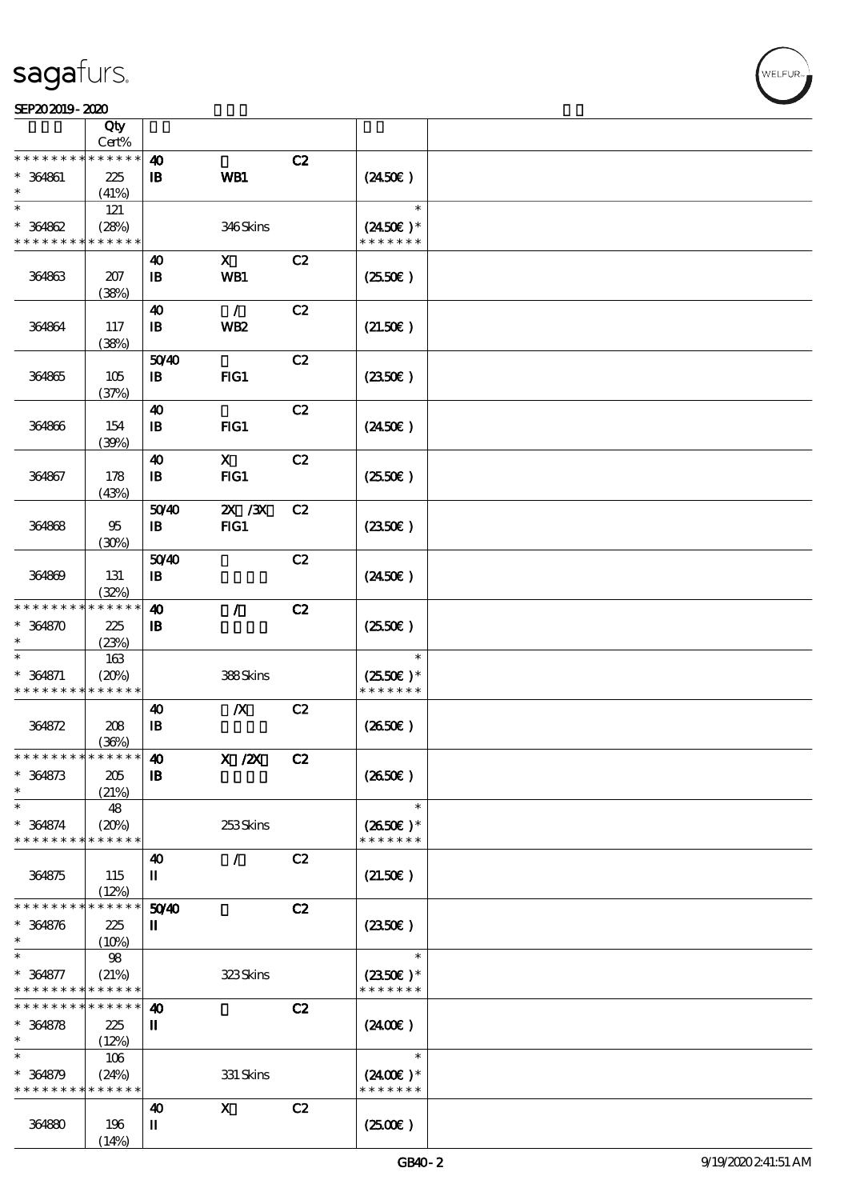| | Qty Cert% | | | | | |
|---|---|---|---|---|---|---|
| * * * * * * * * * * * * * * | | 40 | | C2 | | |
| * 364861 | 225 | IB | WB1 | | (24.50€) | |
| * | (41%) | | | | | |
| * | 121 | | | | * | |
| * 364862 | (28%) | | 346 Skins | | (24.50€) * | |
| * * * * * * * * * * * * * * | | | | | * * * * * * * | |
| | | 40 | X | C2 | | |
| 364863 | 207 (38%) | IB | WB1 | | (25.50€) | |
| | | 40 | / | C2 | | |
| 364864 | 117 (38%) | IB | WB2 | | (21.50€) | |
| | | 50/40 | | C2 | | |
| 364865 | 105 (37%) | IB | FIG1 | | (23.50€) | |
| | | 40 | | C2 | | |
| 364866 | 154 (39%) | IB | FIG1 | | (24.50€) | |
| | | 40 | X | C2 | | |
| 364867 | 178 (43%) | IB | FIG1 | | (25.50€) | |
| | | 50/40 | 2X /3X | C2 | | |
| 364868 | 95 (30%) | IB | FIG1 | | (23.50€) | |
| | | 50/40 | | C2 | | |
| 364869 | 131 (32%) | IB | | | (24.50€) | |
| * * * * * * * * * * * * * * | | 40 | / | C2 | | |
| * 364870 | 225 | IB | | | (25.50€) | |
| * | (23%) | | | | | |
| * | 163 | | | | * | |
| * 364871 | (20%) | | 388 Skins | | (25.50€) * | |
| * * * * * * * * * * * * * * | | | | | * * * * * * * | |
| | | 40 | /X | C2 | | |
| 364872 | 208 (36%) | IB | | | (26.50€) | |
| * * * * * * * * * * * * * * | | 40 | X /2X | C2 | | |
| * 364873 | 205 | IB | | | (26.50€) | |
| * | (21%) | | | | | |
| * | 48 | | | | * | |
| * 364874 | (20%) | | 253 Skins | | (26.50€) * | |
| * * * * * * * * * * * * * * | | | | | * * * * * * * | |
| | | 40 | / | C2 | | |
| 364875 | 115 (12%) | II | | | (21.50€) | |
| * * * * * * * * * * * * * * | | 50/40 | | C2 | | |
| * 364876 | 225 | II | | | (23.50€) | |
| * | (10%) | | | | | |
| * | 98 | | | | * | |
| * 364877 | (21%) | | 323 Skins | | (23.50€) * | |
| * * * * * * * * * * * * * * | | | | | * * * * * * * | |
| * * * * * * * * * * * * * * | | 40 | | C2 | | |
| * 364878 | 225 | II | | | (24.00€) | |
| * | (12%) | | | | | |
| * | 106 | | | | * | |
| * 364879 | (24%) | | 331 Skins | | (24.00€) * | |
| * * * * * * * * * * * * * * | | | | | * * * * * * * | |
| | | 40 | X | C2 | | |
| 364880 | 196 (14%) | II | | | (25.00€) | |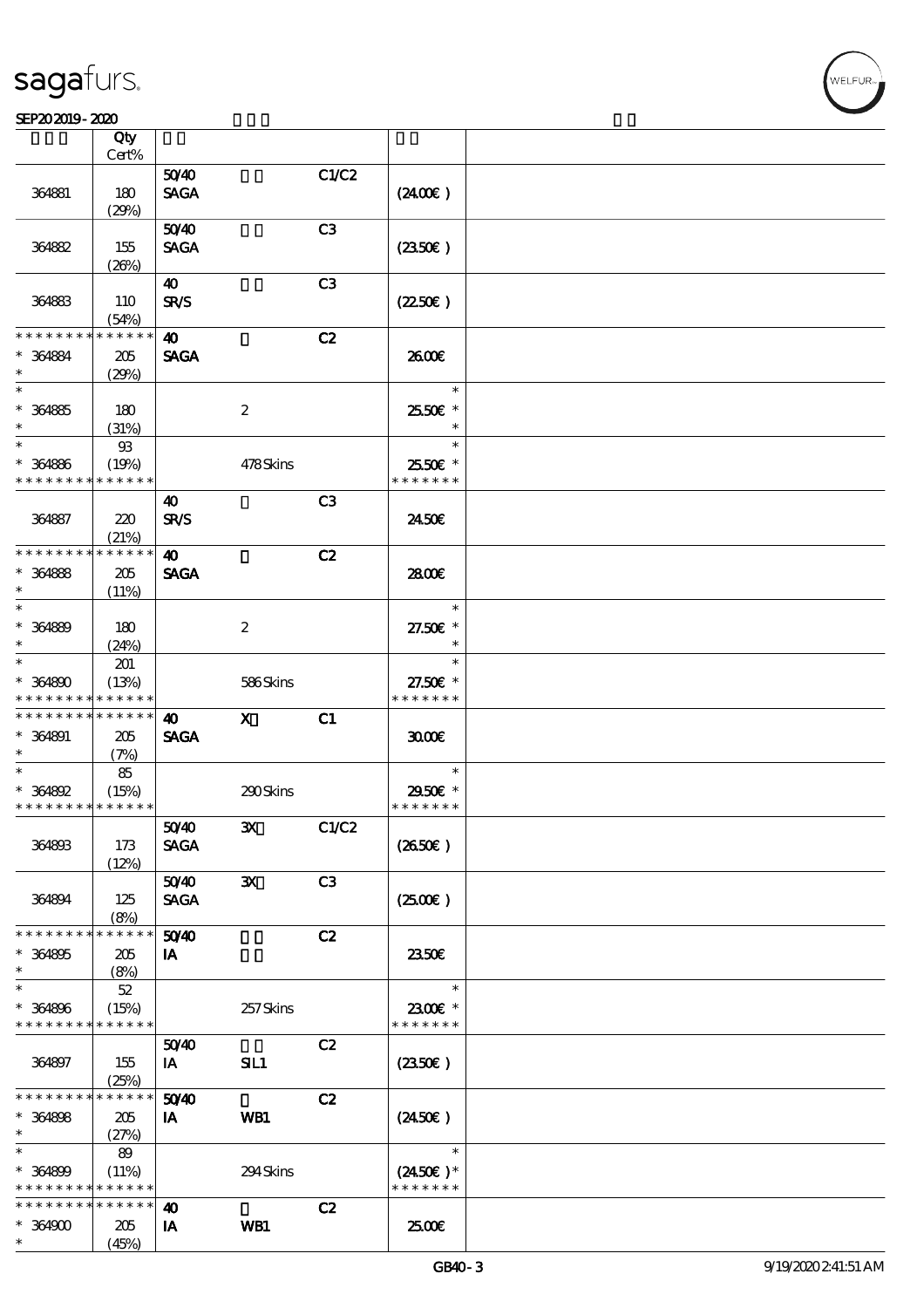| | Qty<br>Cert% | | | | | |
|---|---|---|---|---|---|---|
| 364881 | 180<br>(29%) | 50/40<br>SAGA | | C1/C2 | (24.00€) | |
| 364882 | 155<br>(26%) | 50/40<br>SAGA | | C3 | (23.50€) | |
| 364883 | 110<br>(54%) | 40<br>SR/S | | C3 | (22.50€) | |
| * * * * * * * * * * * * * *<br>* 364884<br>* | 205<br>(29%) | 40<br>SAGA | | C2 | 26.00€ | |
| *<br>* 364885<br>* | 180<br>(31%) | | 2 | | *<br>25.50€ *<br>* | |
| *<br>* 364886<br>* * * * * * * * * * * * * * | 93<br>(19%) | | 478 Skins | | *<br>25.50€ *<br>* * * * * * * | |
| 364887 | 220<br>(21%) | 40<br>SR/S | | C3 | 24.50€ | |
| * * * * * * * * * * * * * *<br>* 364888<br>* | 205<br>(11%) | 40<br>SAGA | | C2 | 28.00€ | |
| *<br>* 364889<br>* | 180<br>(24%) | | 2 | | *<br>27.50€ *<br>* | |
| *<br>* 364890<br>* * * * * * * * * * * * * * | 201<br>(13%) | | 586 Skins | | *<br>27.50€ *<br>* * * * * * * | |
| * * * * * * * * * * * * * *<br>* 364891<br>* | 205<br>(7%) | 40<br>SAGA | X | C1 | 30.00€ | |
| *<br>* 364892<br>* * * * * * * * * * * * * * | 85<br>(15%) | | 290 Skins | | *<br>29.50€ *<br>* * * * * * * | |
| 364893 | 173<br>(12%) | 50/40<br>SAGA | 3X | C1/C2 | (26.50€) | |
| 364894 | 125<br>(8%) | 50/40<br>SAGA | 3X | C3 | (25.00€) | |
| * * * * * * * * * * * * * *<br>* 364895<br>* | 205<br>(8%) | 50/40<br>IA | | C2 | 23.50€ | |
| *<br>* 364896<br>* * * * * * * * * * * * * * | 52<br>(15%) | | 257 Skins | | *<br>23.00€ *<br>* * * * * * * | |
| 364897 | 155<br>(25%) | 50/40<br>IA | SIL1 | C2 | (23.50€) | |
| * * * * * * * * * * * * * *<br>* 364898<br>* | 205<br>(27%) | 50/40<br>IA | WB1 | C2 | (24.50€) | |
| *<br>* 364899<br>* * * * * * * * * * * * * * | 89<br>(11%) | | 294 Skins | | *<br>(24.50€) *<br>* * * * * * * | |
| * * * * * * * * * * * * * *<br>* 364900<br>* | 205<br>(45%) | 40<br>IA | WB1 | C2 | 25.00€ | |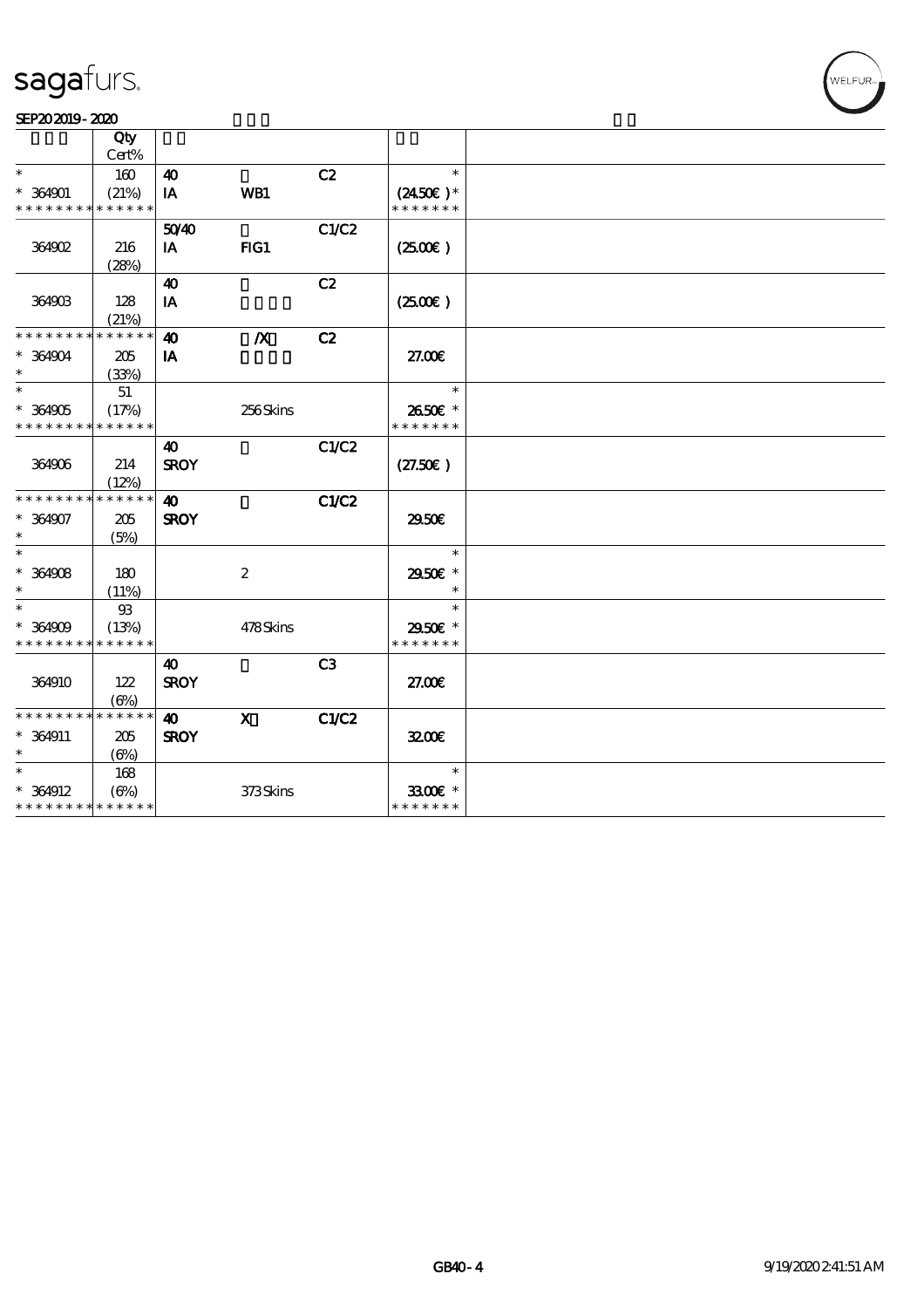# sagafurs.

SEP20 2019 - 2020

| | Qty Cert% | | | | | |
|---|---|---|---|---|---|---|
| * | 160 | 40 | | C2 | * | |
| * 364901 | (21%) | IA | WB1 | | (24.50€) * | |
| * * * * * * * * * * * * * * | | | | | * * * * * * * | |
| | | 50/40 | | C1/C2 | | |
| 364902 | 216 (28%) | IA | FIG1 | | (25.00€) | |
| | | 40 | | C2 | | |
| 364903 | 128 (21%) | IA | | | (25.00€) | |
| * * * * * * * * * * * * * * | | 40 | /X | C2 | | |
| * 364904 | 205 | IA | | | 27.00€ | |
| * | (33%) | | | | | |
| * | 51 | | | | * | |
| * 364905 | (17%) | | 256 Skins | | 26.50€ * | |
| * * * * * * * * * * * * * * | | | | | * * * * * * * | |
| | | 40 | | C1/C2 | | |
| 364906 | 214 (12%) | SROY | | | (27.50€) | |
| * * * * * * * * * * * * * * | | 40 | | C1/C2 | | |
| * 364907 | 205 | SROY | | | 29.50€ | |
| * | (5%) | | | | | |
| * | | | | | * | |
| * 364908 | 180 | | 2 | | 29.50€ * | |
| * | (11%) | | | | * | |
| * | 93 | | | | * | |
| * 364909 | (13%) | | 478 Skins | | 29.50€ * | |
| * * * * * * * * * * * * * * | | | | | * * * * * * * | |
| | | 40 | | C3 | | |
| 364910 | 122 (6%) | SROY | | | 27.00€ | |
| * * * * * * * * * * * * * * | | 40 | X | C1/C2 | | |
| * 364911 | 205 | SROY | | | 32.00€ | |
| * | (6%) | | | | | |
| * | 168 | | | | * | |
| * 364912 | (6%) | | 373 Skins | | 33.00€ * | |
| * * * * * * * * * * * * * * | | | | | * * * * * * * | |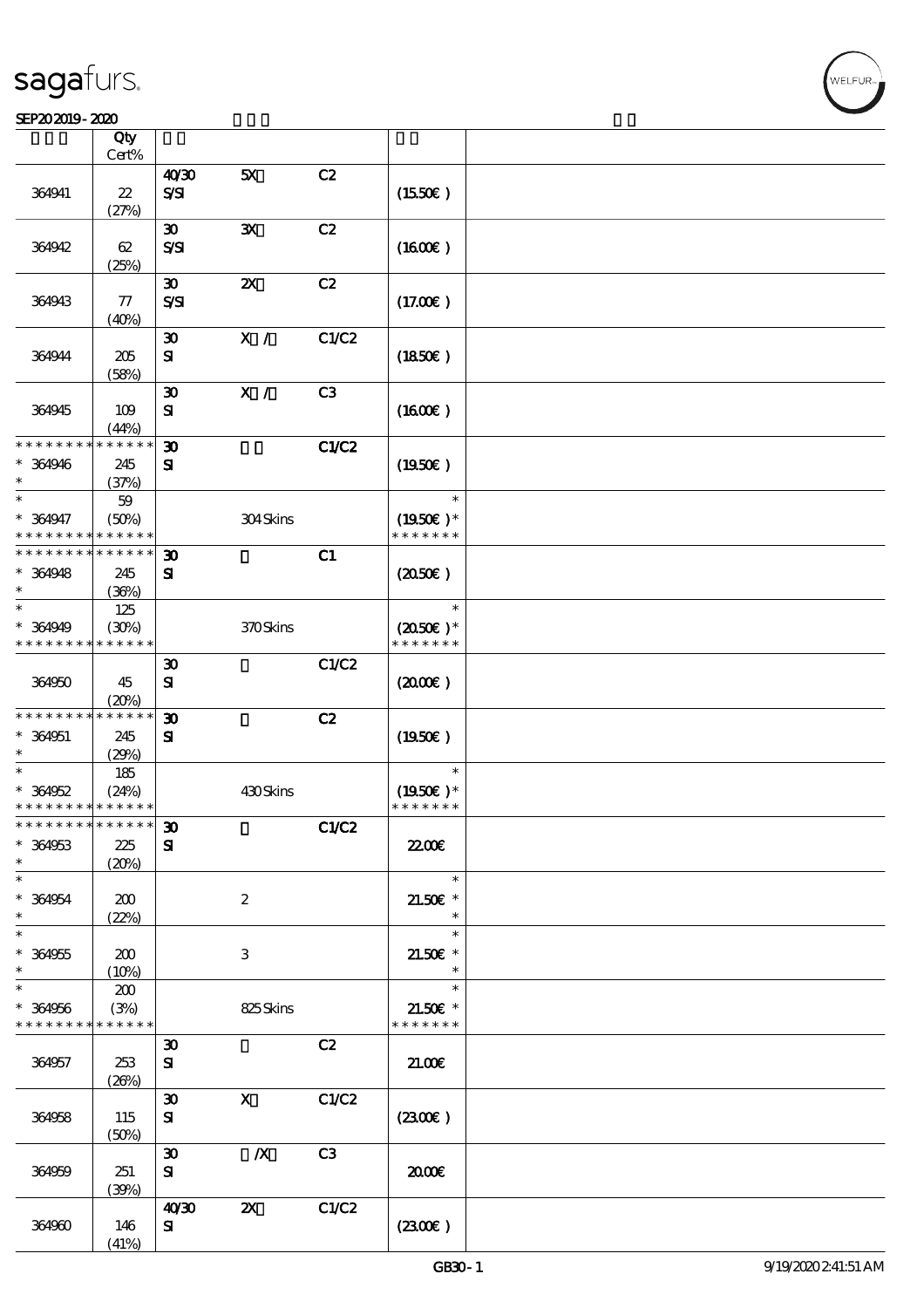sagafurs.

SEP20 2019 - 2020

| | Qty Cert% | | | | | |
|---|---|---|---|---|---|---|
| 364941 | 22 (27%) | 40/30 S/SI | 5X | C2 | (15.50€) | |
| 364942 | 62 (25%) | 30 S/SI | 3X | C2 | (16.00€) | |
| 364943 | 77 (40%) | 30 S/SI | 2X | C2 | (17.00€) | |
| 364944 | 205 (58%) | 30 SI | X / | C1/C2 | (18.50€) | |
| 364945 | 109 (44%) | 30 SI | X / | C3 | (16.00€) | |
| * * * * * * * * * * * * * * * 364946 * | 245 (37%) | 30 SI | | C1/C2 | (19.50€) | |
| * * 364947 * * * * * * * * * * * * * | 59 (50%) | | 304 Skins | | * (19.50€) * * * * * * * * | |
| * * * * * * * * * * * * * * * 364948 * | 245 (36%) | 30 SI | | C1 | (20.50€) | |
| * * 364949 * * * * * * * * * * * * * | 125 (30%) | | 370 Skins | | * (20.50€) * * * * * * * * | |
| 364950 | 45 (20%) | 30 SI | | C1/C2 | (20.00€) | |
| * * * * * * * * * * * * * * * 364951 * | 245 (29%) | 30 SI | | C2 | (19.50€) | |
| * * 364952 * * * * * * * * * * * * * | 185 (24%) | | 430 Skins | | * (19.50€) * * * * * * * * | |
| * * * * * * * * * * * * * * * 364953 * | 225 (20%) | 30 SI | | C1/C2 | 22.00€ | |
| * * 364954 * | 200 (22%) | | 2 | | * 21.50€ * * | |
| * * 364955 * | 200 (10%) | | 3 | | * 21.50€ * * | |
| * * 364956 * * * * * * * * * * * * * | 200 (3%) | | 825 Skins | | * 21.50€ * * * * * * * * | |
| 364957 | 253 (26%) | 30 SI | | C2 | 21.00€ | |
| 364958 | 115 (50%) | 30 SI | X | C1/C2 | (23.00€) | |
| 364959 | 251 (39%) | 30 SI | /X | C3 | 20.00€ | |
| 364960 | 146 (41%) | 40/30 SI | 2X | C1/C2 | (23.00€) | |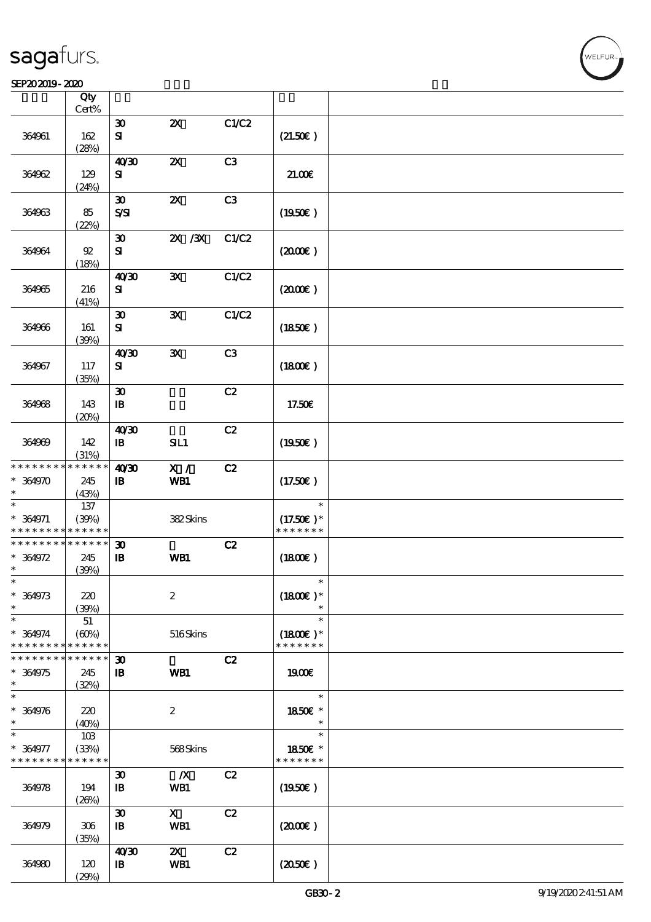| | Qty Cert% | | | | | |
|---|---|---|---|---|---|---|
| 364961 | 162 (28%) | 30 SI | 2X | C1/C2 | (21.50€ ) | |
| 364962 | 129 (24%) | 40/30 SI | 2X | C3 | 21.00€ | |
| 364963 | 85 (22%) | 30 S/SI | 2X | C3 | (19.50€ ) | |
| 364964 | 92 (18%) | 30 SI | 2X /3X | C1/C2 | (20.00€ ) | |
| 364965 | 216 (41%) | 40/30 SI | 3X | C1/C2 | (20.00€ ) | |
| 364966 | 161 (39%) | 30 SI | 3X | C1/C2 | (18.50€ ) | |
| 364967 | 117 (35%) | 40/30 SI | 3X | C3 | (18.00€ ) | |
| 364968 | 143 (20%) | 30 IB | | C2 | 17.50€ | |
| 364969 | 142 (31%) | 40/30 IB | SIL1 | C2 | (19.50€ ) | |
| * * * * * * * * * * * * * * * 364970 * | 245 (43%) | 40/30 IB | X / WB1 | C2 | (17.50€ ) | |
| * * 364971 * * * * * * * * * * * * * * | 137 (39%) | | 382 Skins | | * (17.50€ ) * * * * * * * * | |
| * * * * * * * * * * * * * * * 364972 * | 245 (39%) | 30 IB | WB1 | C2 | (18.00€ ) | |
| * * 364973 * | 220 (39%) | | 2 | | * (18.00€ ) * * | |
| * * 364974 * * * * * * * * * * * * * * | 51 (60%) | | 516 Skins | | * (18.00€ ) * * * * * * * * | |
| * * * * * * * * * * * * * * * 364975 * | 245 (32%) | 30 IB | WB1 | C2 | 19.00€ | |
| * * 364976 * | 220 (40%) | | 2 | | * 18.50€ * * | |
| * * 364977 * * * * * * * * * * * * * * | 103 (33%) | | 568 Skins | | * 18.50€ * * * * * * * * | |
| 364978 | 194 (26%) | 30 IB | /X WB1 | C2 | (19.50€ ) | |
| 364979 | 306 (35%) | 30 IB | X WB1 | C2 | (20.00€ ) | |
| 364980 | 120 (29%) | 40/30 IB | 2X WB1 | C2 | (20.50€ ) | |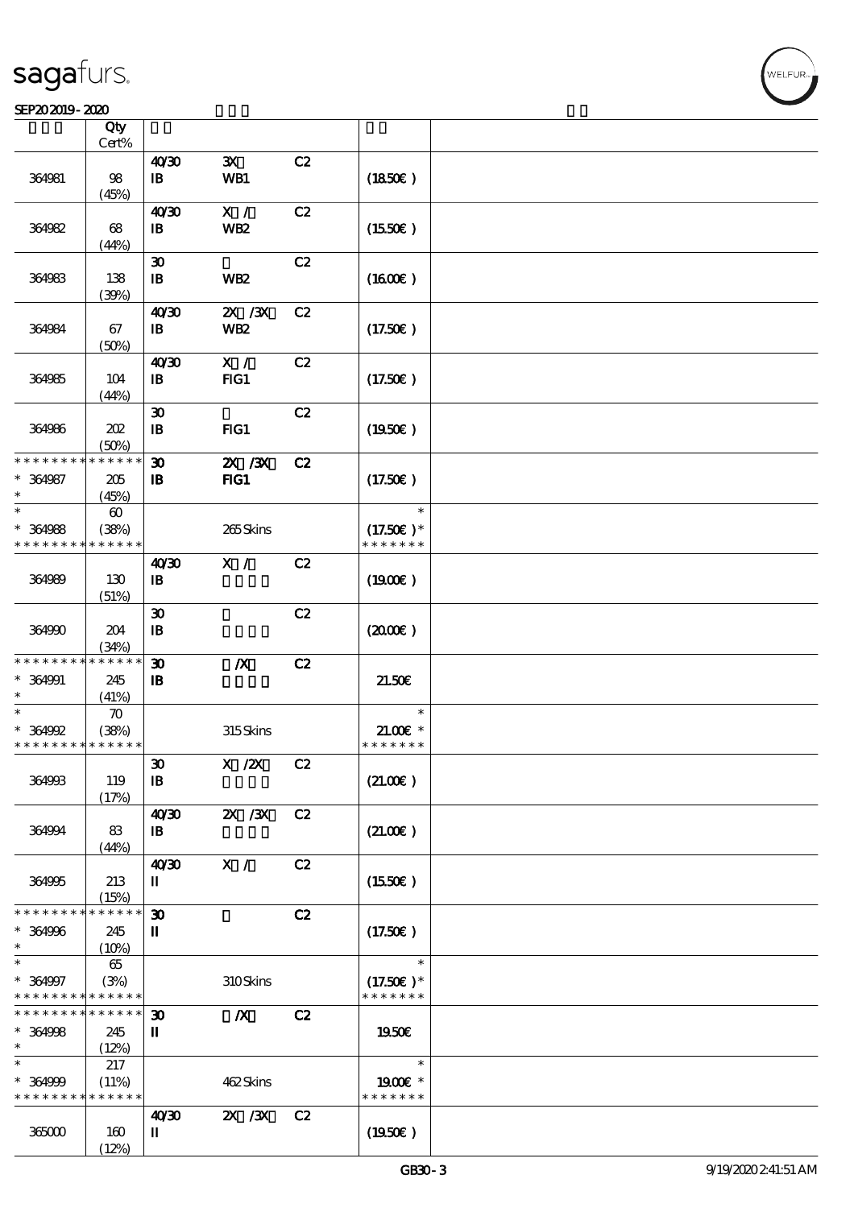# sagafurs.

SEP20 2019 - 2020

| | Qty Cert% | | | | | |
|---|---|---|---|---|---|---|
| 364981 | 98 (45%) | 40/30 IB | 3X WB1 | C2 | (18.50€) | |
| 364982 | 68 (44%) | 40/30 IB | X / WB2 | C2 | (15.50€) | |
| 364983 | 138 (39%) | 30 IB | WB2 | C2 | (16.00€) | |
| 364984 | 67 (50%) | 40/30 IB | 2X /3X WB2 | C2 | (17.50€) | |
| 364985 | 104 (44%) | 40/30 IB | X / FIG1 | C2 | (17.50€) | |
| 364986 | 202 (50%) | 30 IB | FIG1 | C2 | (19.50€) | |
| * * * * * * * * * * * * * * 364987 * | 205 (45%) | 30 IB | 2X /3X FIG1 | C2 | (17.50€) | |
| * * 364988 * * * * * * * * * * * * * | 60 (38%) | | 265 Skins | | * (17.50€) * * * * * * * * | |
| 364989 | 130 (51%) | 40/30 IB | X / | C2 | (19.00€) | |
| 364990 | 204 (34%) | 30 IB | | C2 | (20.00€) | |
| * * * * * * * * * * * * * * 364991 * | 245 (41%) | 30 IB | /X | C2 | 21.50€ | |
| * * 364992 * * * * * * * * * * * * * | 70 (38%) | | 315 Skins | | * 21.00€ * * * * * * * * | |
| 364993 | 119 (17%) | 30 IB | X /2X | C2 | (21.00€) | |
| 364994 | 83 (44%) | 40/30 IB | 2X /3X | C2 | (21.00€) | |
| 364995 | 213 (15%) | 40/30 II | X / | C2 | (15.50€) | |
| * * * * * * * * * * * * * * 364996 * | 245 (10%) | 30 II | | C2 | (17.50€) | |
| * * 364997 * * * * * * * * * * * * * | 65 (3%) | | 310 Skins | | * (17.50€) * * * * * * * * | |
| * * * * * * * * * * * * * * 364998 * | 245 (12%) | 30 II | /X | C2 | 19.50€ | |
| * * 364999 * * * * * * * * * * * * * | 217 (11%) | | 462 Skins | | * 19.00€ * * * * * * * * | |
| 365000 | 160 (12%) | 40/30 II | 2X /3X | C2 | (19.50€) | |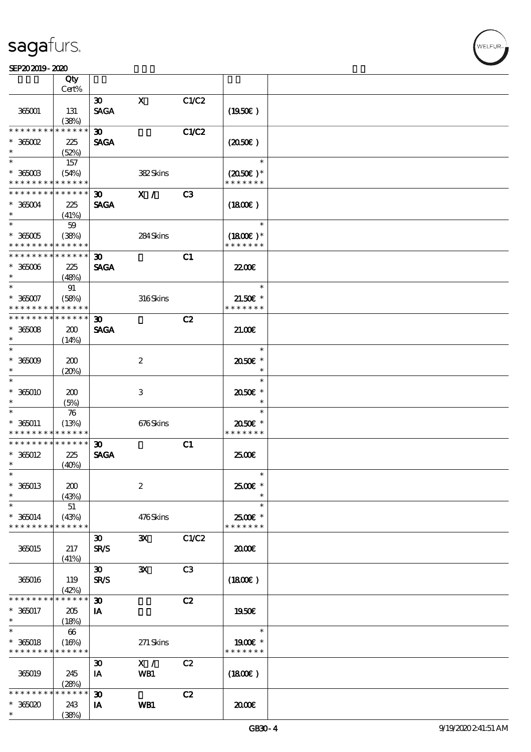# sagafurs.

SEP20 2019 - 2020

| | Qty Cert% | | | | | |
|---|---|---|---|---|---|---|
| | | 30 | X | C1/C2 | | |
| 365001 | 131 (38%) | SAGA | | | (19.50€) | |
| ************** | | 30 | | C1/C2 | | |
| * 365002 * | 225 (52%) | SAGA | | | (20.50€) | |
| * | 157 | | | | * | |
| * 365003 ************** | (54%) | | 382 Skins | | (20.50€)* ******* | |
| ************** | | 30 | X / | C3 | | |
| * 365004 * | 225 (41%) | SAGA | | | (18.00€) | |
| * | 59 | | | | * | |
| * 365005 ************** | (38%) | | 284 Skins | | (18.00€)* ******* | |
| ************** | | 30 | | C1 | | |
| * 365006 * | 225 (48%) | SAGA | | | 22.00€ | |
| * | 91 | | | | * | |
| * 365007 ************** | (58%) | | 316 Skins | | 21.50€ * ******* | |
| ************** | | 30 | | C2 | | |
| * 365008 * | 200 (14%) | SAGA | | | 21.00€ | |
| * | | | | | * | |
| * 365009 * | 200 (20%) | | 2 | | 20.50€ * * | |
| * | | | | | * | |
| * 365010 * | 200 (5%) | | 3 | | 20.50€ * * | |
| * | 76 | | | | * | |
| * 365011 ************** | (13%) | | 676 Skins | | 20.50€ * ******* | |
| ************** | | 30 | | C1 | | |
| * 365012 * | 225 (40%) | SAGA | | | 25.00€ | |
| * | | | | | * | |
| * 365013 * | 200 (43%) | | 2 | | 25.00€ * * | |
| * | 51 | | | | * | |
| * 365014 ************** | (43%) | | 476 Skins | | 25.00€ * ******* | |
| | | 30 | 3X | C1/C2 | | |
| 365015 | 217 (41%) | SR/S | | | 20.00€ | |
| | | 30 | 3X | C3 | | |
| 365016 | 119 (42%) | SR/S | | | (18.00€) | |
| ************** | | 30 | | C2 | | |
| * 365017 * | 205 (18%) | IA | | | 19.50€ | |
| * | 66 | | | | * | |
| * 365018 ************** | (16%) | | 271 Skins | | 19.00€ * ******* | |
| | | 30 | X / | C2 | | |
| 365019 | 245 (28%) | IA | WB1 | | (18.00€) | |
| ************** | | 30 | | C2 | | |
| * 365020 * | 243 (38%) | IA | WB1 | | 20.00€ | |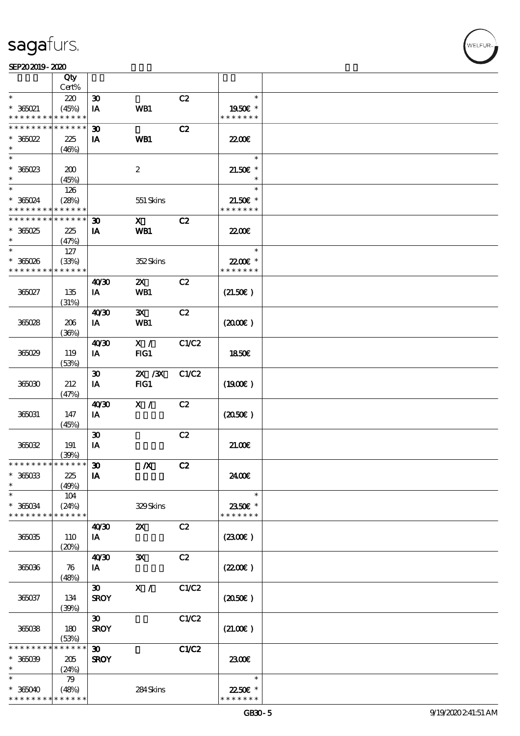| | Qty<br>Cert% | | | | |
|---|---|---|---|---|---|
| * | 220 | 30 | | C2 | * |
| * 365021 | (45%) | IA | WB1 | | 19.50€ * |
| * * * * * * * * * * * * * * | | | | | * * * * * * * |
| * * * * * * * * * * * * * * | | 30 | | C2 | |
| * 365022 | 225 | IA | WB1 | | 22.00€ |
| * | (46%) | | | | |
| * | | | | | * |
| * 365023 | 200 | | 2 | | 21.50€ * |
| * | (45%) | | | | * |
| * | 126 | | | | * |
| * 365024 | (28%) | | 551 Skins | | 21.50€ * |
| * * * * * * * * * * * * * * | | | | | * * * * * * * |
| * * * * * * * * * * * * * * | | 30 | X | C2 | |
| * 365025 | 225 | IA | WB1 | | 22.00€ |
| * | (47%) | | | | |
| * | 127 | | | | * |
| * 365026 | (33%) | | 352 Skins | | 22.00€ * |
| * * * * * * * * * * * * * * | | | | | * * * * * * * |
| 365027 | 135<br>(31%) | 40/30<br>IA | 2X<br>WB1 | C2 | (21.50€ ) |
| 365028 | 206<br>(36%) | 40/30<br>IA | 3X<br>WB1 | C2 | (20.00€ ) |
| 365029 | 119<br>(53%) | 40/30<br>IA | X /<br>FIG1 | C1/C2 | 18.50€ |
| 365030 | 212<br>(47%) | 30<br>IA | 2X /3X<br>FIG1 | C1/C2 | (19.00€ ) |
| 365031 | 147<br>(45%) | 40/30<br>IA | X / | C2 | (20.50€ ) |
| 365032 | 191<br>(39%) | 30<br>IA | | C2 | 21.00€ |
| * * * * * * * * * * * * * * | | 30 | /X | C2 | |
| * 365033 | 225 | IA | | | 24.00€ |
| * | (49%) | | | | |
| * | 104 | | | | * |
| * 365034 | (24%) | | 329 Skins | | 23.50€ * |
| * * * * * * * * * * * * * * | | | | | * * * * * * * |
| 365035 | 110<br>(20%) | 40/30<br>IA | 2X | C2 | (23.00€ ) |
| 365036 | 76<br>(48%) | 40/30<br>IA | 3X | C2 | (22.00€ ) |
| 365037 | 134<br>(39%) | 30<br>SROY | X / | C1/C2 | (20.50€ ) |
| 365038 | 180<br>(53%) | 30<br>SROY | | C1/C2 | (21.00€ ) |
| * * * * * * * * * * * * * * | | 30 | | C1/C2 | |
| * 365039 | 205 | SROY | | | 23.00€ |
| * | (24%) | | | | |
| * | 79 | | | | * |
| * 365040 | (48%) | | 284 Skins | | 22.50€ * |
| * * * * * * * * * * * * * * | | | | | * * * * * * * |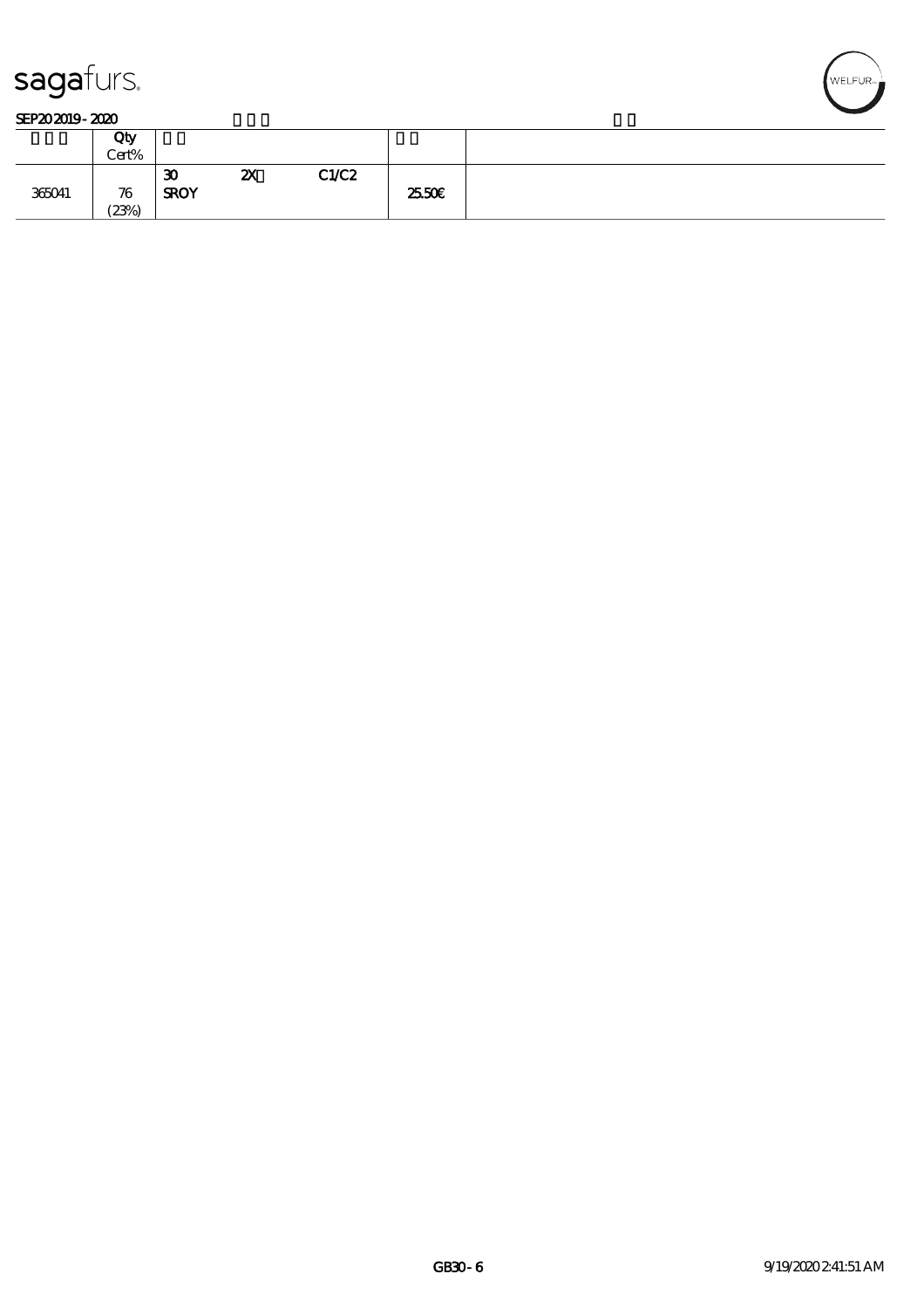sagafurs.

SEP20 2019 - 2020

| | Qty Cert% | | | | | |
|---|---|---|---|---|---|---|
| 365041 | 76 (23%) | 30 SROY | 2X | C1/C2 | 25.50€ | |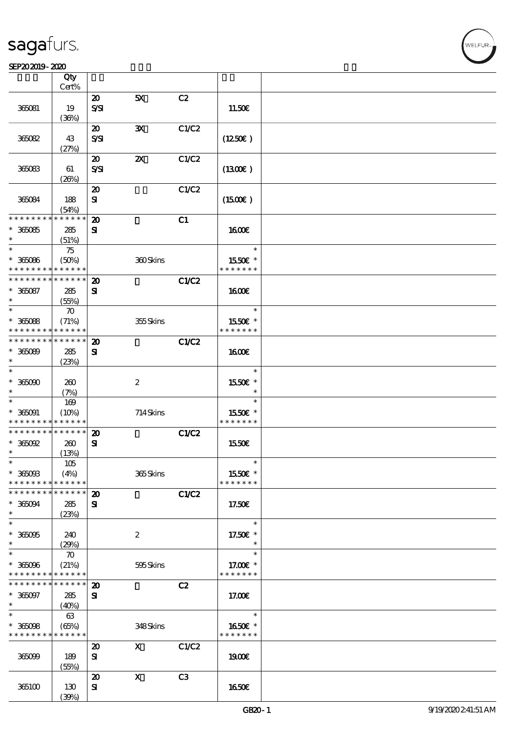SEP20 2019 - 2020

| | Qty Cert% | | | | | |
|---|---|---|---|---|---|---|
| 365081 | 19 (36%) | 20 S/SI | 5X | C2 | 11.50€ | |
| 365082 | 43 (27%) | 20 S/SI | 3X | C1/C2 | (12.50€ ) | |
| 365083 | 61 (26%) | 20 S/SI | 2X | C1/C2 | (13.00€ ) | |
| 365084 | 188 (54%) | 20 SI | | C1/C2 | (15.00€ ) | |
| * * * * * * * * * * * * * * * 365085 * | 285 (51%) | 20 SI | | C1 | 16.00€ | |
| * * 365086 * * * * * * * * * * * * * * | 75 (50%) | | 360 Skins | | * 15.50€ * * * * * * * * | |
| * * * * * * * * * * * * * * * 365087 * | 285 (55%) | 20 SI | | C1/C2 | 16.00€ | |
| * * 365088 * * * * * * * * * * * * * * | 70 (71%) | | 355 Skins | | * 15.50€ * * * * * * * * | |
| * * * * * * * * * * * * * * * 365089 * | 285 (23%) | 20 SI | | C1/C2 | 16.00€ | |
| * * 365090 * | 260 (7%) | | 2 | | * 15.50€ * * | |
| * * 365091 * * * * * * * * * * * * * * | 169 (10%) | | 714 Skins | | * 15.50€ * * * * * * * * | |
| * * * * * * * * * * * * * * * 365092 * | 260 (13%) | 20 SI | | C1/C2 | 15.50€ | |
| * * 365093 * * * * * * * * * * * * * * | 105 (4%) | | 365 Skins | | * 15.50€ * * * * * * * * | |
| * * * * * * * * * * * * * * * 365094 * | 285 (23%) | 20 SI | | C1/C2 | 17.50€ | |
| * * 365095 * | 240 (29%) | | 2 | | * 17.50€ * * | |
| * * 365096 * * * * * * * * * * * * * * | 70 (21%) | | 595 Skins | | * 17.00€ * * * * * * * * | |
| * * * * * * * * * * * * * * * 365097 * | 285 (40%) | 20 SI | | C2 | 17.00€ | |
| * * 365098 * * * * * * * * * * * * * * | 63 (65%) | | 348 Skins | | * 16.50€ * * * * * * * * | |
| 365099 | 189 (55%) | 20 SI | X | C1/C2 | 19.00€ | |
| 365100 | 130 (39%) | 20 SI | X | C3 | 16.50€ | |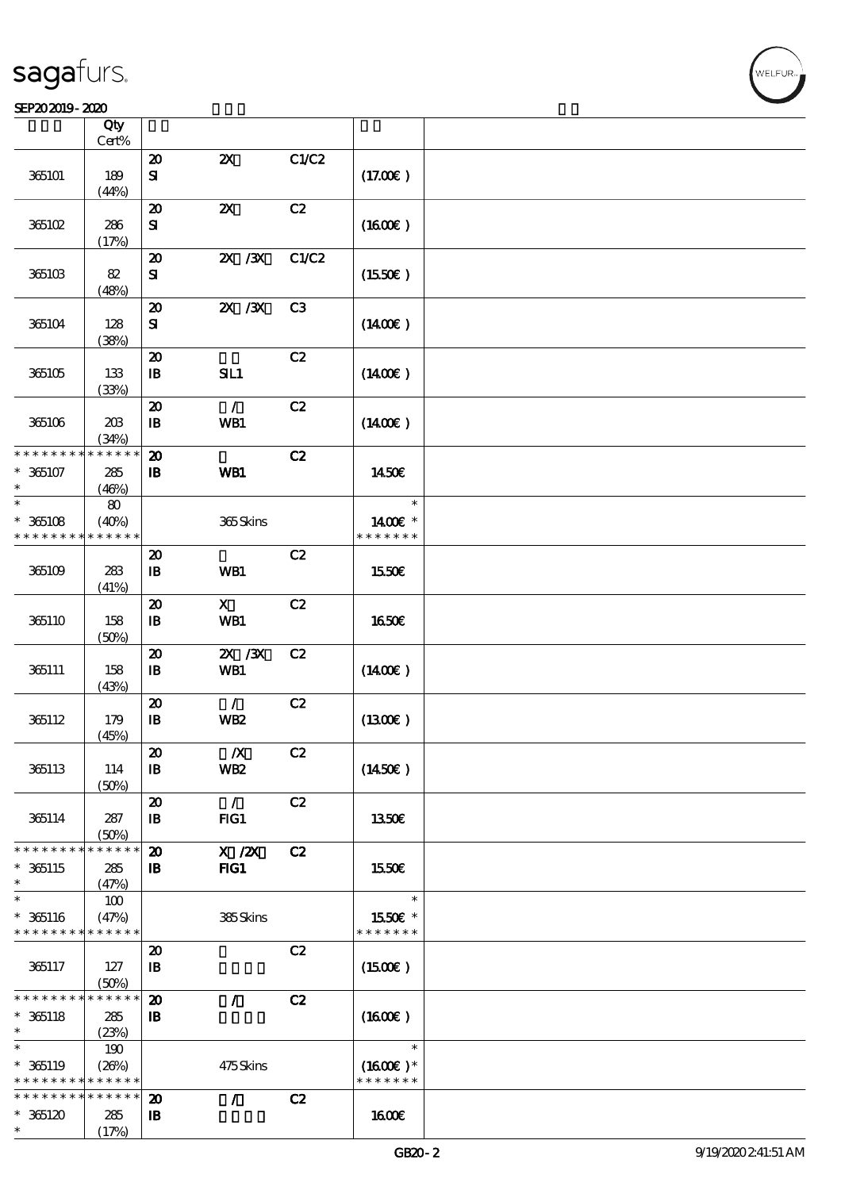| | Qty<br>Cert% | | | | | |
|---|---|---|---|---|---|---|
| 365101 | 189<br>(44%) | 20<br>SI | 2X | C1/C2 | (17.00€) | |
| 365102 | 286<br>(17%) | 20<br>SI | 2X | C2 | (16.00€) | |
| 365103 | 82<br>(48%) | 20<br>SI | 2X /3X | C1/C2 | (15.50€) | |
| 365104 | 128<br>(38%) | 20<br>SI | 2X /3X | C3 | (14.00€) | |
| 365105 | 133<br>(33%) | 20<br>IB | SIL1 | C2 | (14.00€) | |
| 365106 | 203<br>(34%) | 20<br>IB | /<br>WB1 | C2 | (14.00€) | |
| * * * * * * * * * * * * * *<br>* 365107<br>* | 285<br>(46%) | 20<br>IB | WB1 | C2 | 14.50€ | |
| *<br>* 365108<br>* * * * * * * * * * * * * * | 80<br>(40%) | | 365 Skins | | *<br>14.00€ *<br>* * * * * * * | |
| 365109 | 283<br>(41%) | 20<br>IB | WB1 | C2 | 15.50€ | |
| 365110 | 158<br>(50%) | 20<br>IB | X<br>WB1 | C2 | 16.50€ | |
| 365111 | 158<br>(43%) | 20<br>IB | 2X /3X<br>WB1 | C2 | (14.00€) | |
| 365112 | 179<br>(45%) | 20<br>IB | /<br>WB2 | C2 | (13.00€) | |
| 365113 | 114<br>(50%) | 20<br>IB | /X<br>WB2 | C2 | (14.50€) | |
| 365114 | 287<br>(50%) | 20<br>IB | /<br>FIG1 | C2 | 13.50€ | |
| * * * * * * * * * * * * * *<br>* 365115<br>* | 285<br>(47%) | 20<br>IB | X /2X<br>FIG1 | C2 | 15.50€ | |
| *<br>* 365116<br>* * * * * * * * * * * * * * | 100<br>(47%) | | 385 Skins | | *<br>15.50€ *<br>* * * * * * * | |
| 365117 | 127<br>(50%) | 20<br>IB | | C2 | (15.00€) | |
| * * * * * * * * * * * * * *<br>* 365118<br>* | 285<br>(23%) | 20<br>IB | / | C2 | (16.00€) | |
| *<br>* 365119<br>* * * * * * * * * * * * * * | 190<br>(26%) | | 475 Skins | | *<br>(16.00€)*<br>* * * * * * * | |
| * * * * * * * * * * * * * *<br>* 365120<br>* | 285<br>(17%) | 20<br>IB | / | C2 | 16.00€ | |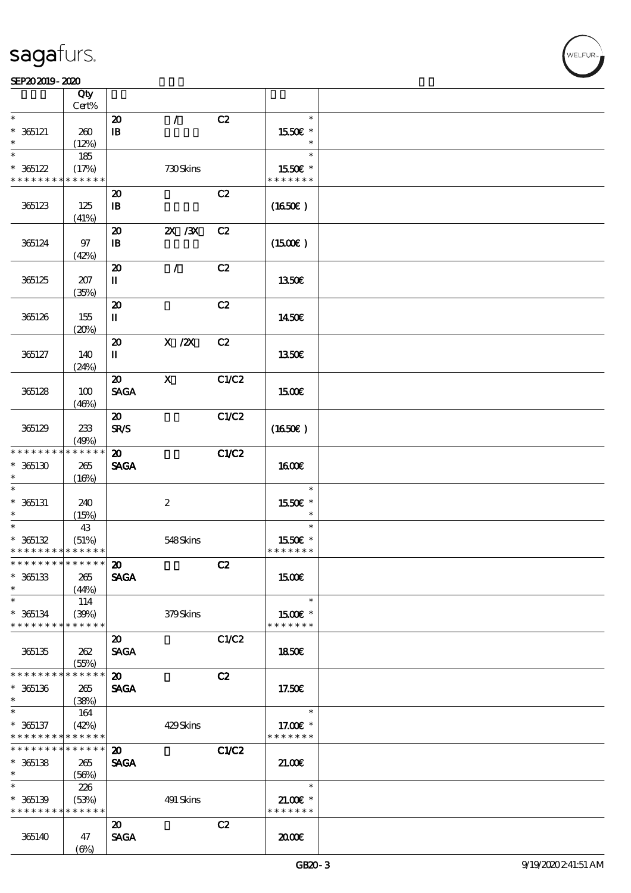| | Qty Cert% | | | | |
|---|---|---|---|---|---|
| * * 365121 * | 260 (12%) | 20 IB | / | C2 | * 15.50€ * * |
| * * 365122 * * * * * * * * * * * * * | 185 (17%) | | 730 Skins | | * 15.50€ * * * * * * * * |
| 365123 | 125 (41%) | 20 IB | | C2 | (16.50€) |
| 365124 | 97 (42%) | 20 IB | 2X /3X | C2 | (15.00€) |
| 365125 | 207 (35%) | 20 II | / | C2 | 13.50€ |
| 365126 | 155 (20%) | 20 II | | C2 | 14.50€ |
| 365127 | 140 (24%) | 20 II | X /2X | C2 | 13.50€ |
| 365128 | 100 (46%) | 20 SAGA | X | C1/C2 | 15.00€ |
| 365129 | 233 (49%) | 20 SR/S | | C1/C2 | (16.50€) |
| * * * * * * * * * * * * * * 365130 * | 265 (16%) | 20 SAGA | | C1/C2 | 16.00€ |
| * * 365131 * | 240 (15%) | | 2 | | * 15.50€ * * |
| * * 365132 * * * * * * * * * * * * * | 43 (51%) | | 548 Skins | | * 15.50€ * * * * * * * * |
| * * * * * * * * * * * * * * 365133 * | 265 (44%) | 20 SAGA | | C2 | 15.00€ |
| * * 365134 * * * * * * * * * * * * * | 114 (39%) | | 379 Skins | | * 15.00€ * * * * * * * * |
| 365135 | 262 (55%) | 20 SAGA | | C1/C2 | 18.50€ |
| * * * * * * * * * * * * * * 365136 * | 265 (38%) | 20 SAGA | | C2 | 17.50€ |
| * * 365137 * * * * * * * * * * * * * | 164 (42%) | | 429 Skins | | * 17.00€ * * * * * * * * |
| * * * * * * * * * * * * * * 365138 * | 265 (56%) | 20 SAGA | | C1/C2 | 21.00€ |
| * * 365139 * * * * * * * * * * * * * | 226 (53%) | | 491 Skins | | * 21.00€ * * * * * * * * |
| 365140 | 47 (6%) | 20 SAGA | | C2 | 20.00€ |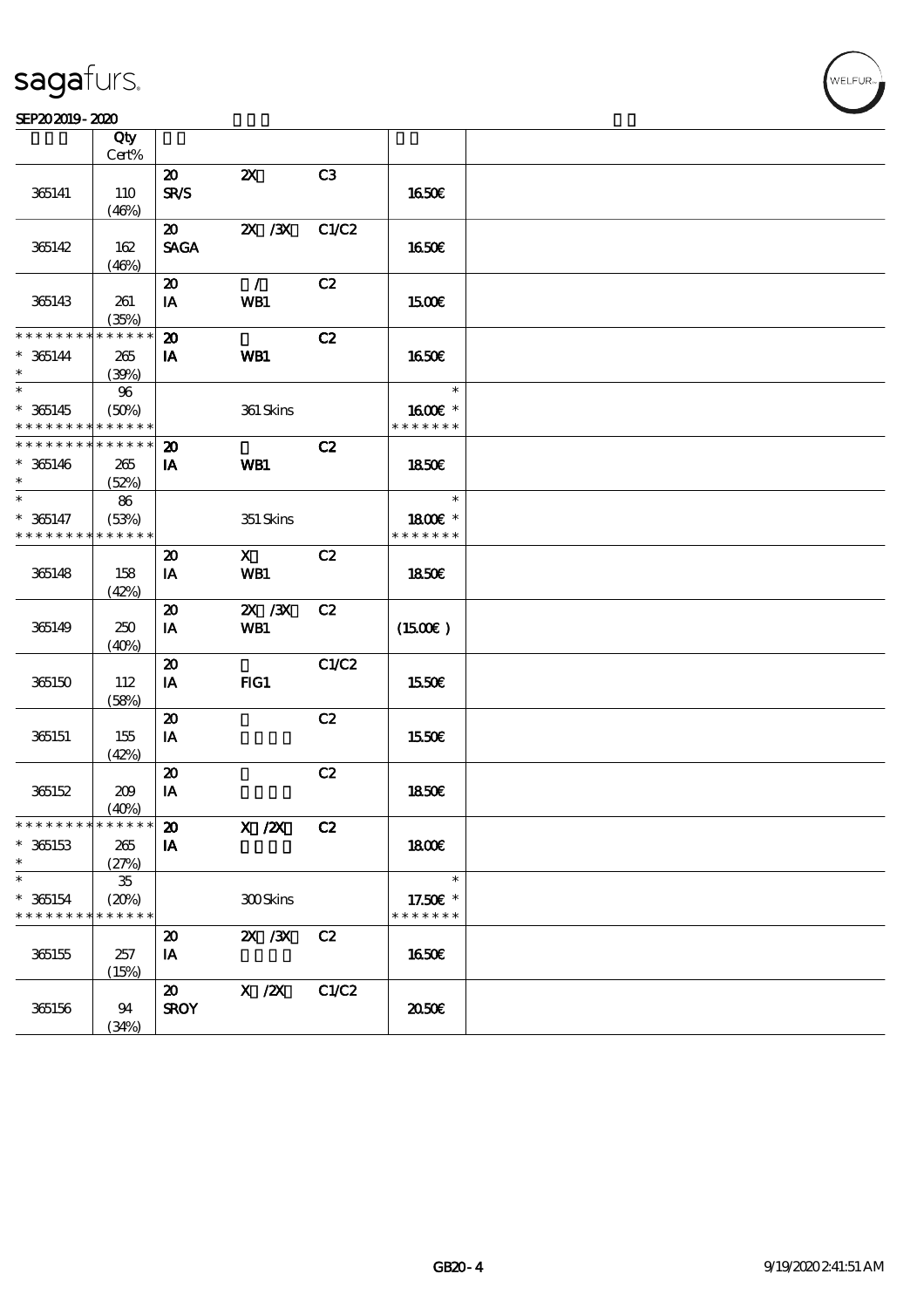| | Qty Cert% | | | | | |
|---|---|---|---|---|---|---|
| 365141 | 110 (46%) | 20 SR/S | 2X | C3 | 16.50€ | |
| 365142 | 162 (46%) | 20 SAGA | 2X /3X | C1/C2 | 16.50€ | |
| 365143 | 261 (35%) | 20 IA | / WB1 | C2 | 15.00€ | |
| * * * * * * * * * * * * * * | | | | | | |
| * 365144 * | 265 (39%) | 20 IA | WB1 | C2 | 16.50€ | |
| * * 365145 | 96 (50%) | | 361 Skins | | * 16.00€ * | |
| * * * * * * * * * * * * * * | | | | | * * * * * * * | |
| * * * * * * * * * * * * * * | | | | | | |
| * 365146 * | 265 (52%) | 20 IA | WB1 | C2 | 18.50€ | |
| * * 365147 | 86 (53%) | | 351 Skins | | * 18.00€ * | |
| * * * * * * * * * * * * * * | | | | | * * * * * * * | |
| 365148 | 158 (42%) | 20 IA | X WB1 | C2 | 18.50€ | |
| 365149 | 250 (40%) | 20 IA | 2X /3X WB1 | C2 | (15.00€) | |
| 365150 | 112 (58%) | 20 IA | FIG1 | C1/C2 | 15.50€ | |
| 365151 | 155 (42%) | 20 IA | | C2 | 15.50€ | |
| 365152 | 209 (40%) | 20 IA | | C2 | 18.50€ | |
| * * * * * * * * * * * * * * | | | | | | |
| * 365153 * | 265 (27%) | 20 IA | X /2X | C2 | 18.00€ | |
| * * 365154 | 35 (20%) | | 300 Skins | | * 17.50€ * | |
| * * * * * * * * * * * * * * | | | | | * * * * * * * | |
| 365155 | 257 (15%) | 20 IA | 2X /3X | C2 | 16.50€ | |
| 365156 | 94 (34%) | 20 SROY | X /2X | C1/C2 | 20.50€ | |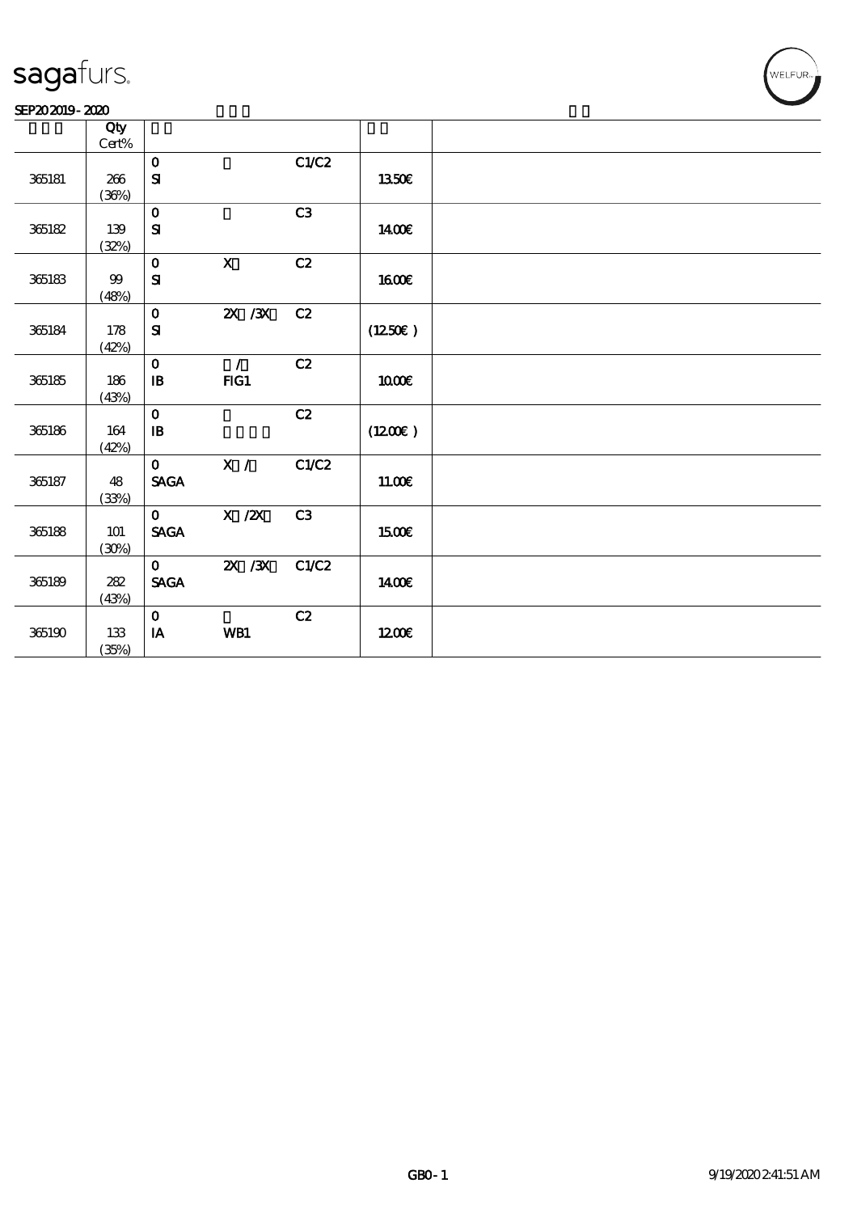sagafurs.

SEP20 2019 - 2020

| | Qty Cert% | | | | | |
|---|---|---|---|---|---|---|
| 365181 | 266 (36%) | 0 SI | | C1/C2 | 13.50€ | |
| 365182 | 139 (32%) | 0 SI | | C3 | 14.00€ | |
| 365183 | 99 (48%) | 0 SI | X | C2 | 16.00€ | |
| 365184 | 178 (42%) | 0 SI | 2X /3X | C2 | (12.50€) | |
| 365185 | 186 (43%) | 0 IB | / FIG1 | C2 | 10.00€ | |
| 365186 | 164 (42%) | 0 IB | | C2 | (12.00€) | |
| 365187 | 48 (33%) | 0 SAGA | X / | C1/C2 | 11.00€ | |
| 365188 | 101 (30%) | 0 SAGA | X /2X | C3 | 15.00€ | |
| 365189 | 282 (43%) | 0 SAGA | 2X /3X | C1/C2 | 14.00€ | |
| 365190 | 133 (35%) | 0 IA | WB1 | C2 | 12.00€ | |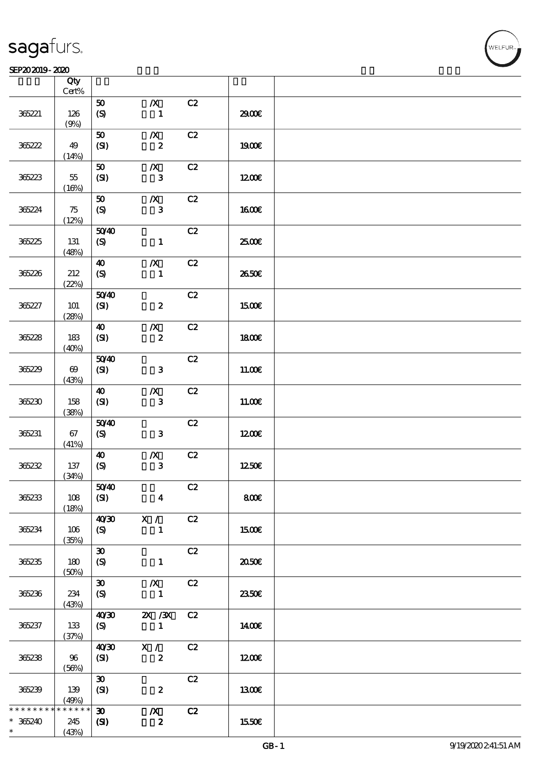sagafurs.

SEP20 2019 - 2020

| | Qty Cert% | | | | | |
|---|---|---|---|---|---|---|
| 365221 | 126 (9%) | 50 (S) | /X 1 | C2 | 29.00€ | |
| 365222 | 49 (14%) | 50 (SI) | /X 2 | C2 | 19.00€ | |
| 365223 | 55 (16%) | 50 (SI) | /X 3 | C2 | 12.00€ | |
| 365224 | 75 (12%) | 50 (S) | /X 3 | C2 | 16.00€ | |
| 365225 | 131 (48%) | 50/40 (S) | 1 | C2 | 25.00€ | |
| 365226 | 212 (22%) | 40 (S) | /X 1 | C2 | 26.50€ | |
| 365227 | 101 (28%) | 50/40 (SI) | 2 | C2 | 15.00€ | |
| 365228 | 183 (40%) | 40 (SI) | /X 2 | C2 | 18.00€ | |
| 365229 | 69 (43%) | 50/40 (SI) | 3 | C2 | 11.00€ | |
| 365230 | 158 (38%) | 40 (SI) | /X 3 | C2 | 11.00€ | |
| 365231 | 67 (41%) | 50/40 (S) | 3 | C2 | 12.00€ | |
| 365232 | 137 (34%) | 40 (S) | /X 3 | C2 | 12.50€ | |
| 365233 | 108 (18%) | 50/40 (SI) | 4 | C2 | 8.00€ | |
| 365234 | 106 (35%) | 40/30 (S) | X / 1 | C2 | 15.00€ | |
| 365235 | 180 (50%) | 30 (S) | 1 | C2 | 20.50€ | |
| 365236 | 234 (43%) | 30 (S) | /X 1 | C2 | 23.50€ | |
| 365237 | 133 (37%) | 40/30 (S) | 2X /3X 1 | C2 | 14.00€ | |
| 365238 | 96 (56%) | 40/30 (SI) | X / 2 | C2 | 12.00€ | |
| 365239 | 139 (49%) | 30 (SI) | 2 | C2 | 13.00€ | |
| * * * * * * * * * * * * * * 365240 * | 245 (43%) | 30 (SI) | /X 2 | C2 | 15.50€ | |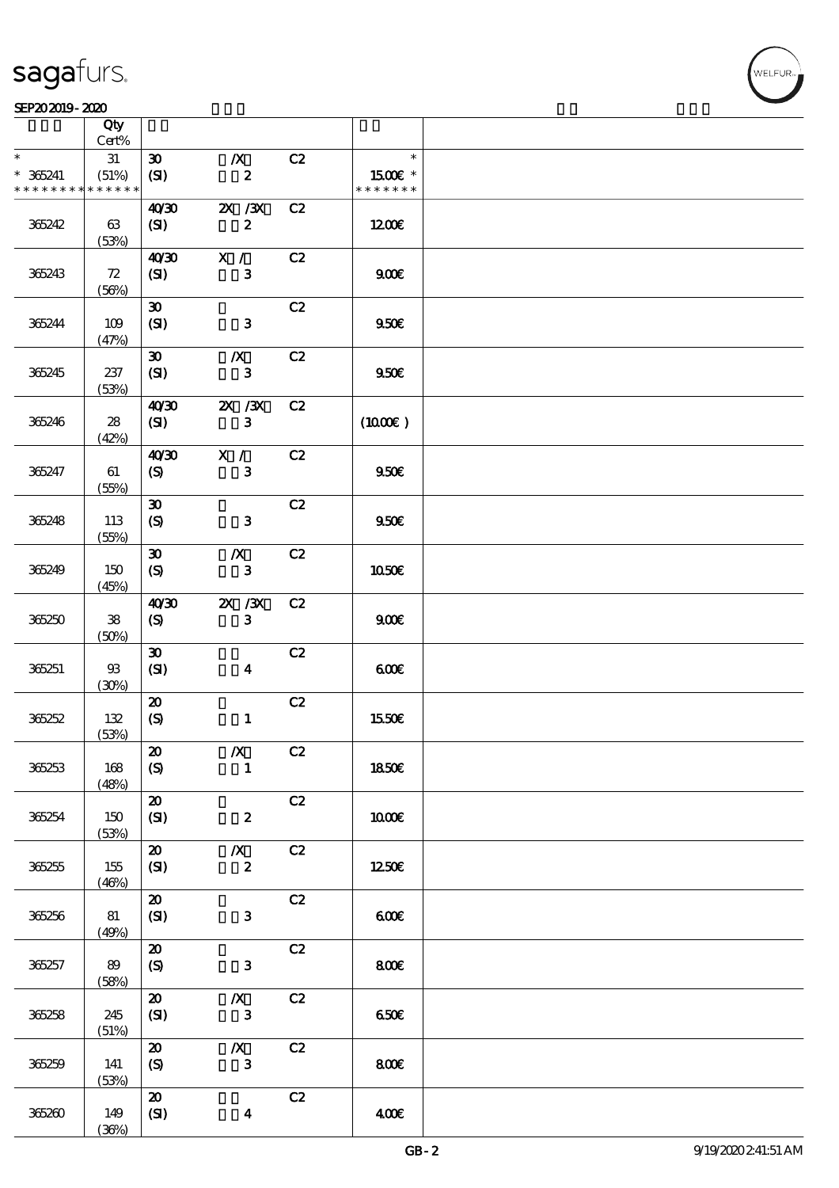| | Qty Cert% | | | | |
|---|---|---|---|---|---|
| * | 31 | 30 | /X | C2 | * |
| * 365241 | (51%) | (SI) | 2 | | 15.00€ * |
| * * * * * * * * * * * * * * | | | | | * * * * * * * |
| 365242 | 63 (53%) | 40/30 (SI) | 2X /3X 2 | C2 | 12.00€ |
| 365243 | 72 (56%) | 40/30 (SI) | X / 3 | C2 | 9.00€ |
| 365244 | 109 (47%) | 30 (SI) | 3 | C2 | 9.50€ |
| 365245 | 237 (53%) | 30 (SI) | /X 3 | C2 | 9.50€ |
| 365246 | 28 (42%) | 40/30 (SI) | 2X /3X 3 | C2 | (10.00€ ) |
| 365247 | 61 (55%) | 40/30 (S) | X / 3 | C2 | 9.50€ |
| 365248 | 113 (55%) | 30 (S) | 3 | C2 | 9.50€ |
| 365249 | 150 (45%) | 30 (S) | /X 3 | C2 | 10.50€ |
| 365250 | 38 (50%) | 40/30 (S) | 2X /3X 3 | C2 | 9.00€ |
| 365251 | 93 (30%) | 30 (SI) | 4 | C2 | 6.00€ |
| 365252 | 132 (53%) | 20 (S) | 1 | C2 | 15.50€ |
| 365253 | 168 (48%) | 20 (S) | /X 1 | C2 | 18.50€ |
| 365254 | 150 (53%) | 20 (SI) | 2 | C2 | 10.00€ |
| 365255 | 155 (46%) | 20 (SI) | /X 2 | C2 | 12.50€ |
| 365256 | 81 (49%) | 20 (SI) | 3 | C2 | 6.00€ |
| 365257 | 89 (58%) | 20 (S) | 3 | C2 | 8.00€ |
| 365258 | 245 (51%) | 20 (SI) | /X 3 | C2 | 6.50€ |
| 365259 | 141 (53%) | 20 (S) | /X 3 | C2 | 8.00€ |
| 365260 | 149 (36%) | 20 (SI) | 4 | C2 | 4.00€ |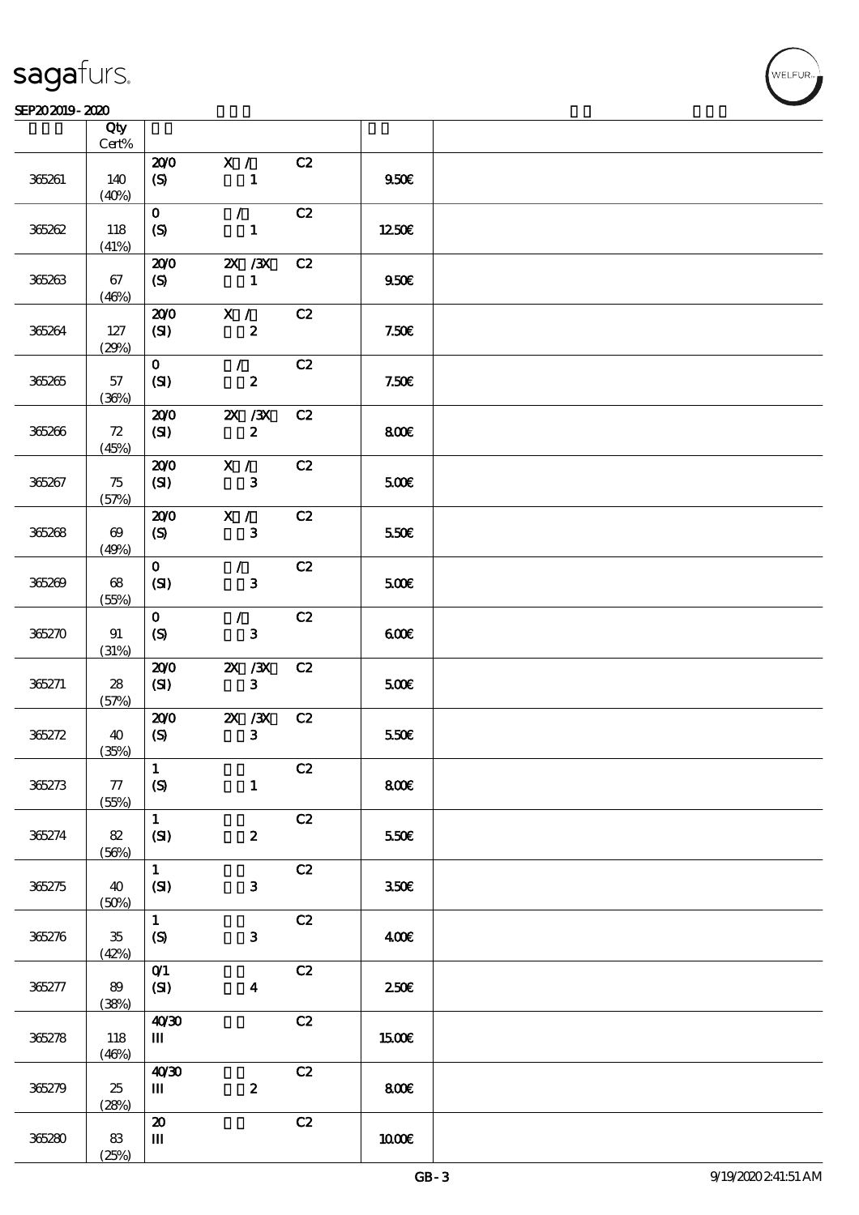| | Qty Cert% | | | | | |
|---|---|---|---|---|---|---|
| 365261 | 140 (40%) | 20/0 (S) | X / 1 | C2 | 9.50€ | |
| 365262 | 118 (41%) | 0 (S) | / 1 | C2 | 12.50€ | |
| 365263 | 67 (46%) | 20/0 (S) | 2X /3X 1 | C2 | 9.50€ | |
| 365264 | 127 (29%) | 20/0 (SI) | X / 2 | C2 | 7.50€ | |
| 365265 | 57 (36%) | 0 (SI) | / 2 | C2 | 7.50€ | |
| 365266 | 72 (45%) | 20/0 (SI) | 2X /3X 2 | C2 | 8.00€ | |
| 365267 | 75 (57%) | 20/0 (SI) | X / 3 | C2 | 5.00€ | |
| 365268 | 69 (49%) | 20/0 (S) | X / 3 | C2 | 5.50€ | |
| 365269 | 68 (55%) | 0 (SI) | / 3 | C2 | 5.00€ | |
| 365270 | 91 (31%) | 0 (S) | / 3 | C2 | 6.00€ | |
| 365271 | 28 (57%) | 20/0 (SI) | 2X /3X 3 | C2 | 5.00€ | |
| 365272 | 40 (35%) | 20/0 (S) | 2X /3X 3 | C2 | 5.50€ | |
| 365273 | 77 (55%) | 1 (S) | 1 | C2 | 8.00€ | |
| 365274 | 82 (56%) | 1 (SI) | 2 | C2 | 5.50€ | |
| 365275 | 40 (50%) | 1 (SI) | 3 | C2 | 3.50€ | |
| 365276 | 35 (42%) | 1 (S) | 3 | C2 | 4.00€ | |
| 365277 | 89 (38%) | 0/1 (SI) | 4 | C2 | 2.50€ | |
| 365278 | 118 (46%) | 40/30 III | | C2 | 15.00€ | |
| 365279 | 25 (28%) | 40/30 III | 2 | C2 | 8.00€ | |
| 365280 | 83 (25%) | 20 III | | C2 | 10.00€ | |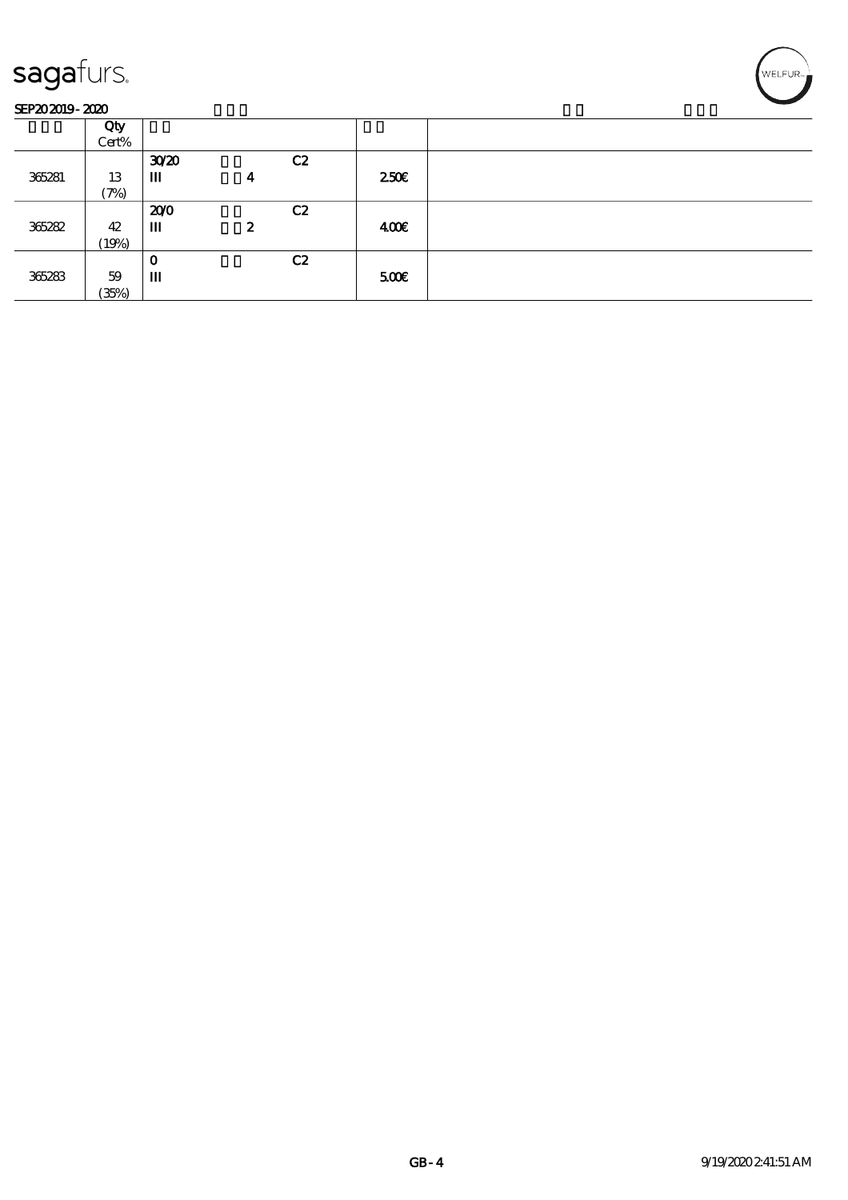sagafurs.

SEP20 2019 - 2020

| | Qty Cert% | | | | |
|---|---|---|---|---|---|
| 365281 | 13 (7%) | 30/20 III 4 C2 | | 2.50€ | |
| 365282 | 42 (19%) | 20/0 III 2 C2 | | 4.00€ | |
| 365283 | 59 (35%) | 0 III C2 | | 5.00€ | |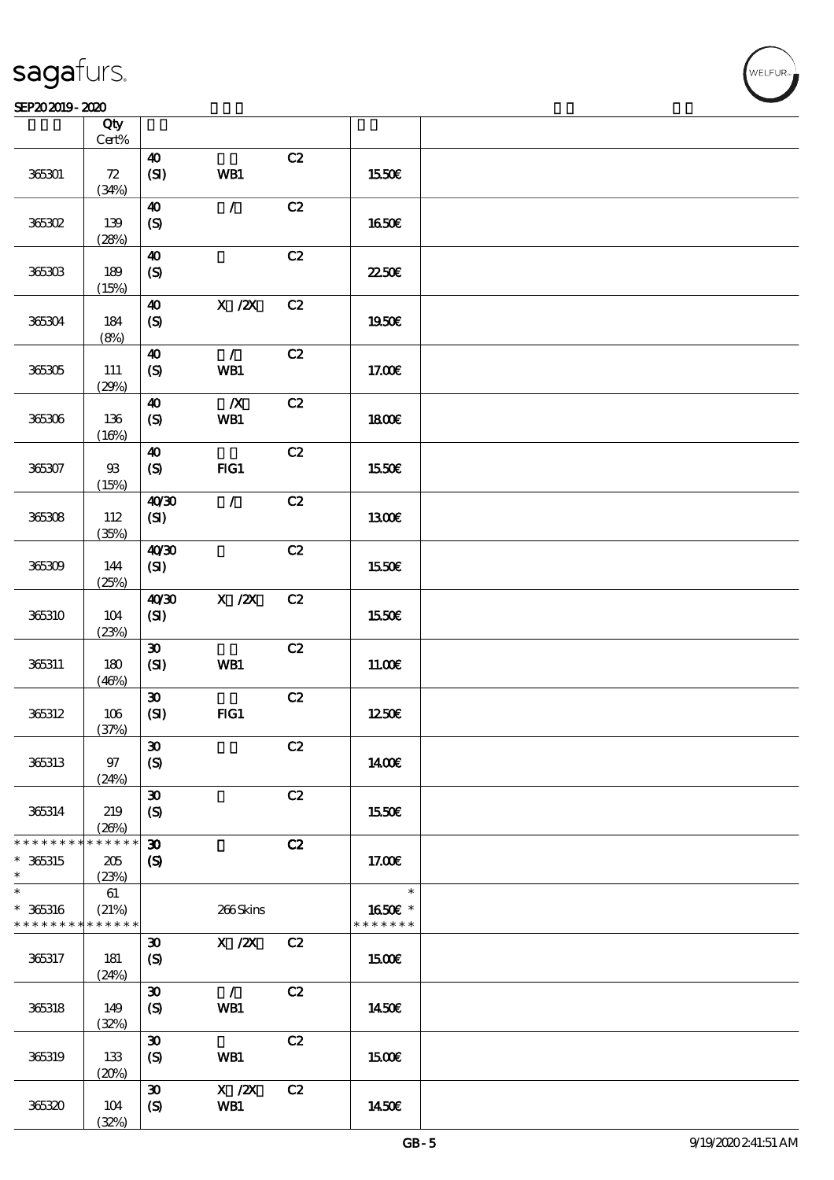| | Qty Cert% | | | | | |
|---|---|---|---|---|---|---|
| 365301 | 72 (34%) | 40 (SI) | WB1 | C2 | 15.50€ | |
| 365302 | 139 (28%) | 40 (S) | / | C2 | 16.50€ | |
| 365303 | 189 (15%) | 40 (S) | | C2 | 22.50€ | |
| 365304 | 184 (8%) | 40 (S) | X /2X | C2 | 19.50€ | |
| 365305 | 111 (29%) | 40 (S) | / WB1 | C2 | 17.00€ | |
| 365306 | 136 (16%) | 40 (S) | /X WB1 | C2 | 18.00€ | |
| 365307 | 93 (15%) | 40 (S) | FIG1 | C2 | 15.50€ | |
| 365308 | 112 (35%) | 40/30 (SI) | / | C2 | 13.00€ | |
| 365309 | 144 (25%) | 40/30 (SI) | | C2 | 15.50€ | |
| 365310 | 104 (23%) | 40/30 (SI) | X /2X | C2 | 15.50€ | |
| 365311 | 180 (46%) | 30 (SI) | WB1 | C2 | 11.00€ | |
| 365312 | 106 (37%) | 30 (SI) | FIG1 | C2 | 12.50€ | |
| 365313 | 97 (24%) | 30 (S) | | C2 | 14.00€ | |
| 365314 | 219 (26%) | 30 (S) | | C2 | 15.50€ | |
| * * * * * * * * * * * * * * * 365315 * | 205 (23%) | 30 (S) | | C2 | 17.00€ | |
| * * 365316 * * * * * * * * * * * * * * | 61 (21%) | | 266 Skins | | * 16.50€ * * * * * * * * | |
| 365317 | 181 (24%) | 30 (S) | X /2X | C2 | 15.00€ | |
| 365318 | 149 (32%) | 30 (S) | / WB1 | C2 | 14.50€ | |
| 365319 | 133 (20%) | 30 (S) | WB1 | C2 | 15.00€ | |
| 365320 | 104 (32%) | 30 (S) | X /2X WB1 | C2 | 14.50€ | |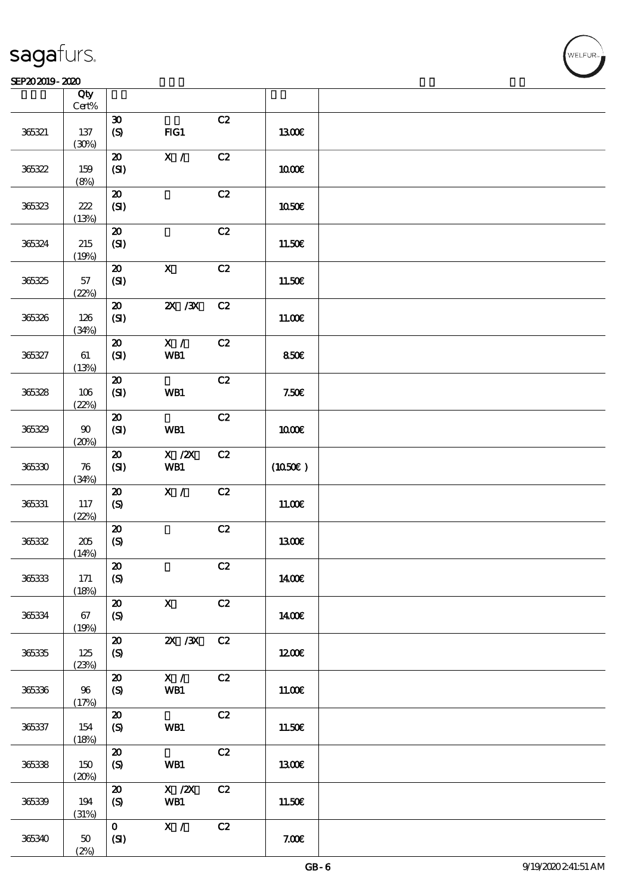| | Qty Cert% | | | | | |
|---|---|---|---|---|---|---|
| 365321 | 137 (30%) | 30 (S) | FIG1 | C2 | 13.00€ | |
| 365322 | 159 (8%) | 20 (SI) | X / | C2 | 10.00€ | |
| 365323 | 222 (13%) | 20 (SI) | | C2 | 10.50€ | |
| 365324 | 215 (19%) | 20 (SI) | | C2 | 11.50€ | |
| 365325 | 57 (22%) | 20 (SI) | X | C2 | 11.50€ | |
| 365326 | 126 (34%) | 20 (SI) | 2X /3X | C2 | 11.00€ | |
| 365327 | 61 (13%) | 20 (SI) | X / WB1 | C2 | 8.50€ | |
| 365328 | 106 (22%) | 20 (SI) | WB1 | C2 | 7.50€ | |
| 365329 | 90 (20%) | 20 (SI) | WB1 | C2 | 10.00€ | |
| 365330 | 76 (34%) | 20 (SI) | X /2X WB1 | C2 | (10.50€ ) | |
| 365331 | 117 (22%) | 20 (S) | X / | C2 | 11.00€ | |
| 365332 | 205 (14%) | 20 (S) | | C2 | 13.00€ | |
| 365333 | 171 (18%) | 20 (S) | | C2 | 14.00€ | |
| 365334 | 67 (19%) | 20 (S) | X | C2 | 14.00€ | |
| 365335 | 125 (23%) | 20 (S) | 2X /3X | C2 | 12.00€ | |
| 365336 | 96 (17%) | 20 (S) | X / WB1 | C2 | 11.00€ | |
| 365337 | 154 (18%) | 20 (S) | WB1 | C2 | 11.50€ | |
| 365338 | 150 (20%) | 20 (S) | WB1 | C2 | 13.00€ | |
| 365339 | 194 (31%) | 20 (S) | X /2X WB1 | C2 | 11.50€ | |
| 365340 | 50 (2%) | 0 (SI) | X / | C2 | 7.00€ | |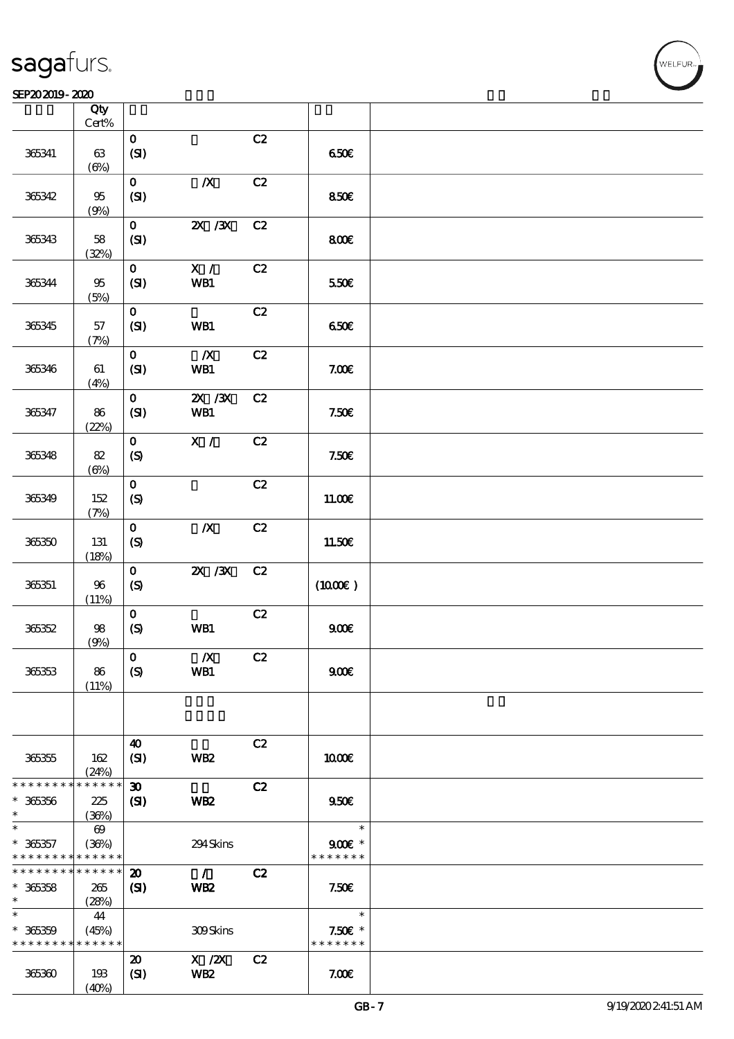| | Qty Cert% | | | | | |
|---|---|---|---|---|---|---|
| 365341 | 63 (6%) | 0 (SI) | | C2 | 6.50€ | |
| 365342 | 95 (9%) | 0 (SI) | /X | C2 | 8.50€ | |
| 365343 | 58 (32%) | 0 (SI) | 2X /3X | C2 | 8.00€ | |
| 365344 | 95 (5%) | 0 (SI) | X / WB1 | C2 | 5.50€ | |
| 365345 | 57 (7%) | 0 (SI) | WB1 | C2 | 6.50€ | |
| 365346 | 61 (4%) | 0 (SI) | /X WB1 | C2 | 7.00€ | |
| 365347 | 86 (22%) | 0 (SI) | 2X /3X WB1 | C2 | 7.50€ | |
| 365348 | 82 (6%) | 0 (S) | X / | C2 | 7.50€ | |
| 365349 | 152 (7%) | 0 (S) | | C2 | 11.00€ | |
| 365350 | 131 (18%) | 0 (S) | /X | C2 | 11.50€ | |
| 365351 | 96 (11%) | 0 (S) | 2X /3X | C2 | (10.00€ ) | |
| 365352 | 98 (9%) | 0 (S) | WB1 | C2 | 9.00€ | |
| 365353 | 86 (11%) | 0 (S) | /X WB1 | C2 | 9.00€ | |
| | | | | | | |
| 365355 | 162 (24%) | 40 (SI) | WB2 | C2 | 10.00€ | |
| * 365356 * | 225 (36%) | 30 (SI) | WB2 | C2 | 9.50€ | |
| * 365357 * | 69 (36%) | | 294 Skins | | 9.00€ * | |
| * 365358 * | 265 (28%) | 20 (SI) | / WB2 | C2 | 7.50€ | |
| * 365359 * | 44 (45%) | | 309 Skins | | 7.50€ * | |
| 365360 | 193 (40%) | 20 (SI) | X /2X WB2 | C2 | 7.00€ | |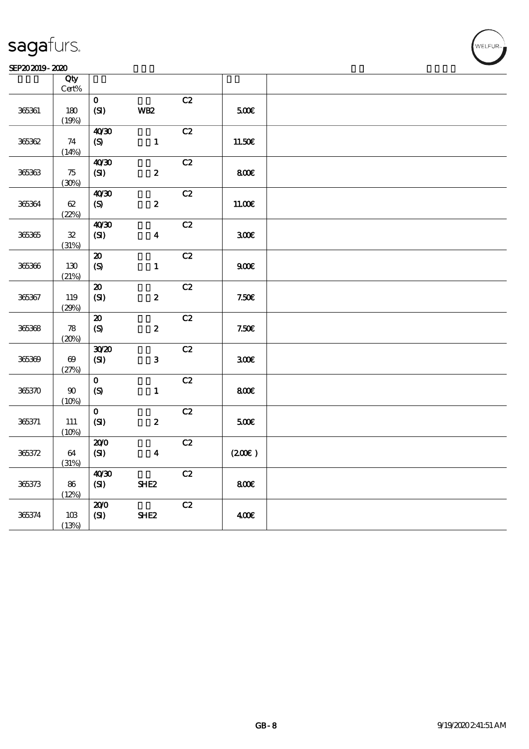sagafurs.

SEP20 2019 - 2020

| | Qty Cert% | | | | | |
|---|---|---|---|---|---|---|
| 365361 | 180 (19%) | 0 (SI) | WB2 | C2 | 5.00€ | |
| 365362 | 74 (14%) | 40/30 (S) | 1 | C2 | 11.50€ | |
| 365363 | 75 (30%) | 40/30 (SI) | 2 | C2 | 8.00€ | |
| 365364 | 62 (22%) | 40/30 (S) | 2 | C2 | 11.00€ | |
| 365365 | 32 (31%) | 40/30 (SI) | 4 | C2 | 3.00€ | |
| 365366 | 130 (21%) | 20 (S) | 1 | C2 | 9.00€ | |
| 365367 | 119 (29%) | 20 (SI) | 2 | C2 | 7.50€ | |
| 365368 | 78 (20%) | 20 (S) | 2 | C2 | 7.50€ | |
| 365369 | 69 (27%) | 30/20 (SI) | 3 | C2 | 3.00€ | |
| 365370 | 90 (10%) | 0 (S) | 1 | C2 | 8.00€ | |
| 365371 | 111 (10%) | 0 (SI) | 2 | C2 | 5.00€ | |
| 365372 | 64 (31%) | 20/0 (SI) | 4 | C2 | (2.00€ ) | |
| 365373 | 86 (12%) | 40/30 (SI) | SHE2 | C2 | 8.00€ | |
| 365374 | 103 (13%) | 20/0 (SI) | SHE2 | C2 | 4.00€ | |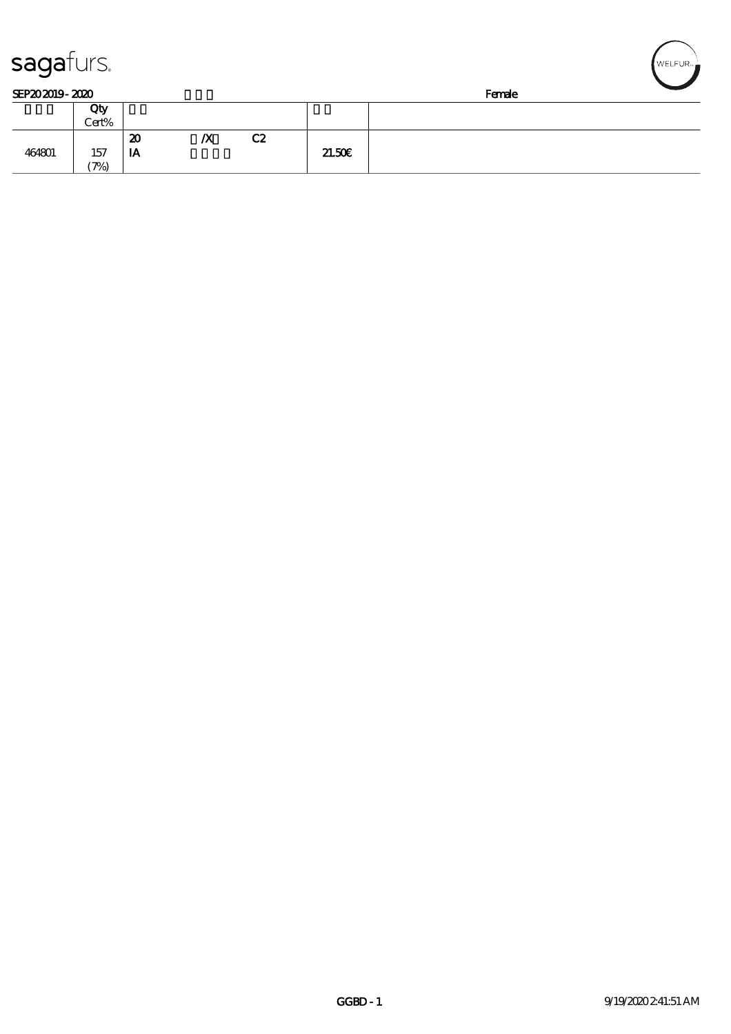SEP20 2019 - 2020 Female

| | Qty Cert% | | |
|---|---|---|---|
| 464801 | 157 (7%) | 20 /X C2 IA | 21.50€ |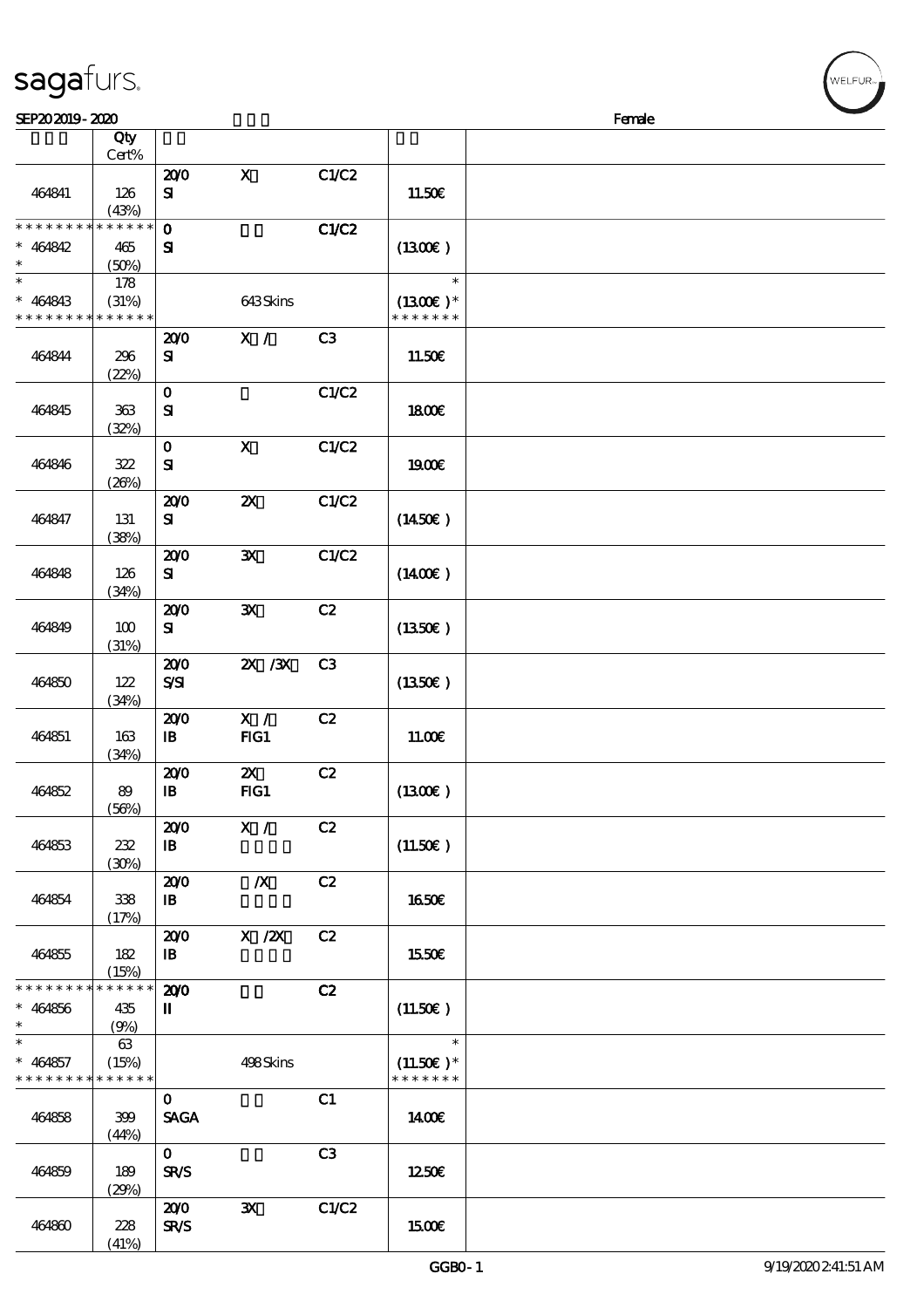sagafurs.

SEP20 2019 - 2020 Female

| | Qty Cert% | | | | | |
|---|---|---|---|---|---|---|
| 464841 | 126 (43%) | 20/0 SI | X | C1/C2 | 11.50€ | |
| * * * * * * * * * * * * * * * 464842 * | 465 (50%) | 0 SI | | C1/C2 | (13.00€) | |
| * * 464843 * * * * * * * * * * * * * * | 178 (31%) | | 643 Skins | | * (13.00€) * * * * * * * * | |
| 464844 | 296 (22%) | 20/0 SI | X / | C3 | 11.50€ | |
| 464845 | 363 (32%) | 0 SI | | C1/C2 | 18.00€ | |
| 464846 | 322 (26%) | 0 SI | X | C1/C2 | 19.00€ | |
| 464847 | 131 (38%) | 20/0 SI | 2X | C1/C2 | (14.50€) | |
| 464848 | 126 (34%) | 20/0 SI | 3X | C1/C2 | (14.00€) | |
| 464849 | 100 (31%) | 20/0 SI | 3X | C2 | (13.50€) | |
| 464850 | 122 (34%) | 20/0 S/SI | 2X /3X | C3 | (13.50€) | |
| 464851 | 163 (34%) | 20/0 IB | X / FIG1 | C2 | 11.00€ | |
| 464852 | 89 (56%) | 20/0 IB | 2X FIG1 | C2 | (13.00€) | |
| 464853 | 232 (30%) | 20/0 IB | X / | C2 | (11.50€) | |
| 464854 | 338 (17%) | 20/0 IB | /X | C2 | 16.50€ | |
| 464855 | 182 (15%) | 20/0 IB | X /2X | C2 | 15.50€ | |
| * * * * * * * * * * * * * * * 464856 * | 435 (9%) | 20/0 II | | C2 | (11.50€) | |
| * * 464857 * * * * * * * * * * * * * * | 63 (15%) | | 498 Skins | | * (11.50€) * * * * * * * * | |
| 464858 | 399 (44%) | 0 SAGA | | C1 | 14.00€ | |
| 464859 | 189 (29%) | 0 SR/S | | C3 | 12.50€ | |
| 464860 | 228 (41%) | 20/0 SR/S | 3X | C1/C2 | 15.00€ | |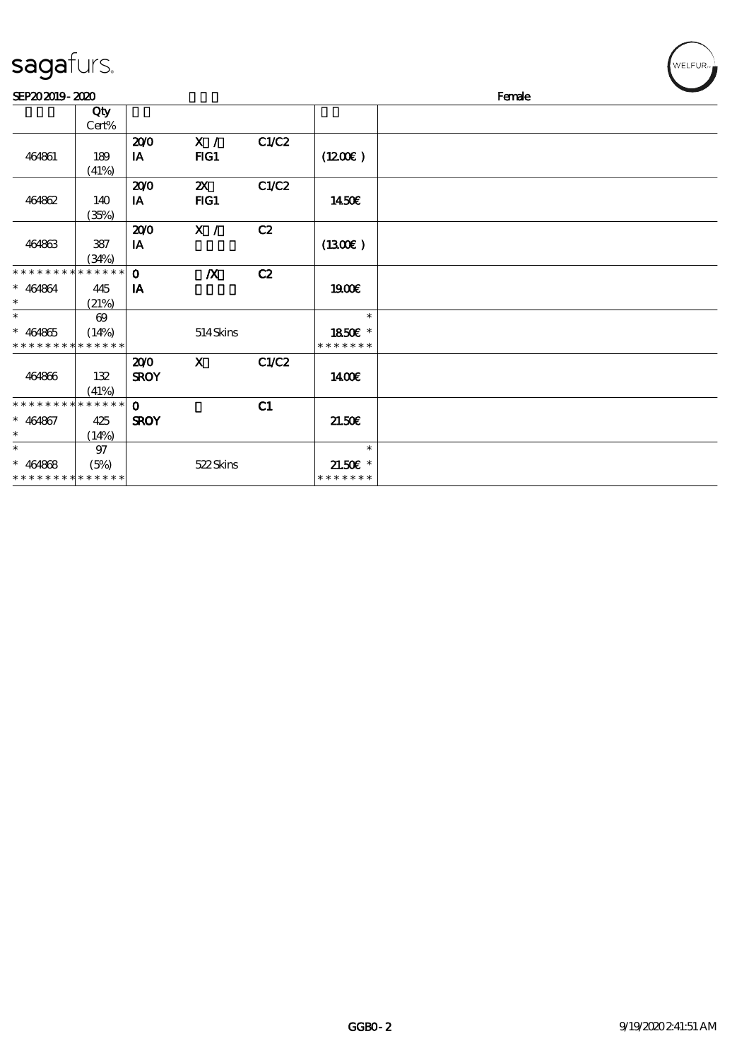# sagafurs.

SEP20 2019 - 2020 &nbsp;&nbsp;&nbsp;&nbsp;&nbsp;&nbsp;&nbsp;&nbsp;&nbsp;&nbsp;&nbsp;&nbsp;&nbsp;&nbsp;&nbsp;&nbsp;&nbsp;&nbsp;&nbsp;&nbsp; Female

| | Qty Cert% | | | | | |
|---|---|---|---|---|---|---|
| 464861 | 189 (41%) | 20/0 IA | X / FIG1 | C1/C2 | (12.00€) | |
| 464862 | 140 (35%) | 20/0 IA | 2X FIG1 | C1/C2 | 14.50€ | |
| 464863 | 387 (34%) | 20/0 IA | X / | C2 | (13.00€) | |
| * * * * * * * * * * * * * * <br>* 464864 <br>* | 445 (21%) | 0 IA | /X | C2 | 19.00€ | |
| * <br>* 464865 <br>* * * * * * * * * * * * * * | 69 (14%) | | 514 Skins | | * <br>18.50€ * <br>* * * * * * * | |
| 464866 | 132 (41%) | 20/0 SROY | X | C1/C2 | 14.00€ | |
| * * * * * * * * * * * * * * <br>* 464867 <br>* | 425 (14%) | 0 SROY | | C1 | 21.50€ | |
| * <br>* 464868 <br>* * * * * * * * * * * * * * | 97 (5%) | | 522 Skins | | * <br>21.50€ * <br>* * * * * * * | |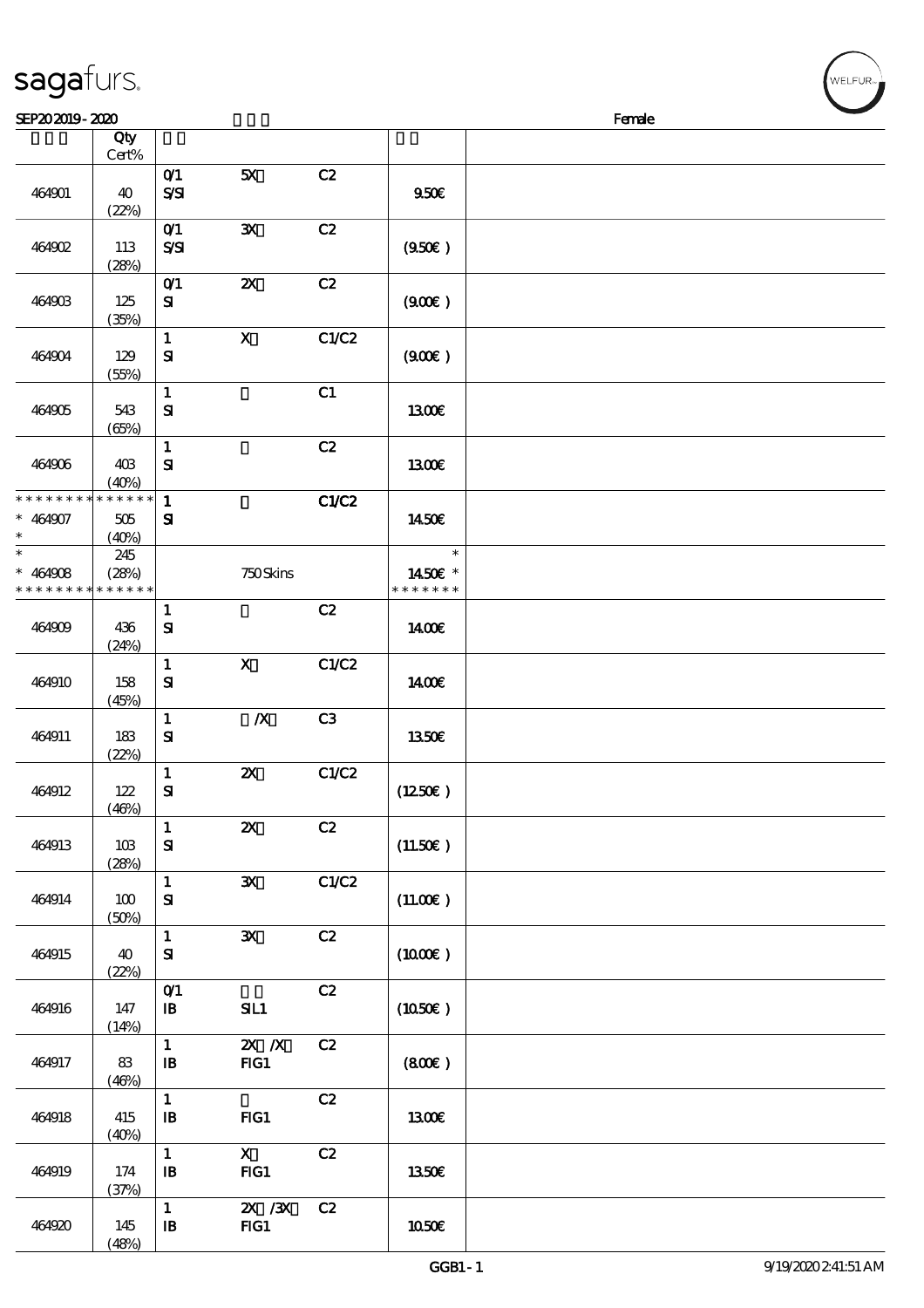SEP20 2019 - 2020 Female

| | Qty Cert% | | | | | |
|---|---|---|---|---|---|---|
| 464901 | 40 (22%) | 0/1 S/SI | 5X | C2 | 9.50€ | |
| 464902 | 113 (28%) | 0/1 S/SI | 3X | C2 | (9.50€ ) | |
| 464903 | 125 (35%) | 0/1 SI | 2X | C2 | (9.00€ ) | |
| 464904 | 129 (55%) | 1 SI | X | C1/C2 | (9.00€ ) | |
| 464905 | 543 (65%) | 1 SI | | C1 | 13.00€ | |
| 464906 | 403 (40%) | 1 SI | | C2 | 13.00€ | |
| * * * * * * * * * * * * * * * 464907 * | 505 (40%) | 1 SI | | C1/C2 | 14.50€ | |
| * * 464908 * * * * * * * * * * * * * * | 245 (28%) | | 750 Skins | | * 14.50€ * * * * * * * * | |
| 464909 | 436 (24%) | 1 SI | | C2 | 14.00€ | |
| 464910 | 158 (45%) | 1 SI | X | C1/C2 | 14.00€ | |
| 464911 | 183 (22%) | 1 SI | /X | C3 | 13.50€ | |
| 464912 | 122 (46%) | 1 SI | 2X | C1/C2 | (12.50€ ) | |
| 464913 | 103 (28%) | 1 SI | 2X | C2 | (11.50€ ) | |
| 464914 | 100 (50%) | 1 SI | 3X | C1/C2 | (11.00€ ) | |
| 464915 | 40 (22%) | 1 SI | 3X | C2 | (10.00€ ) | |
| 464916 | 147 (14%) | 0/1 IB | SIL1 | C2 | (10.50€ ) | |
| 464917 | 83 (46%) | 1 IB | 2X /X FIG1 | C2 | (8.00€ ) | |
| 464918 | 415 (40%) | 1 IB | FIG1 | C2 | 13.00€ | |
| 464919 | 174 (37%) | 1 IB | X FIG1 | C2 | 13.50€ | |
| 464920 | 145 (48%) | 1 IB | 2X /3X FIG1 | C2 | 10.50€ | |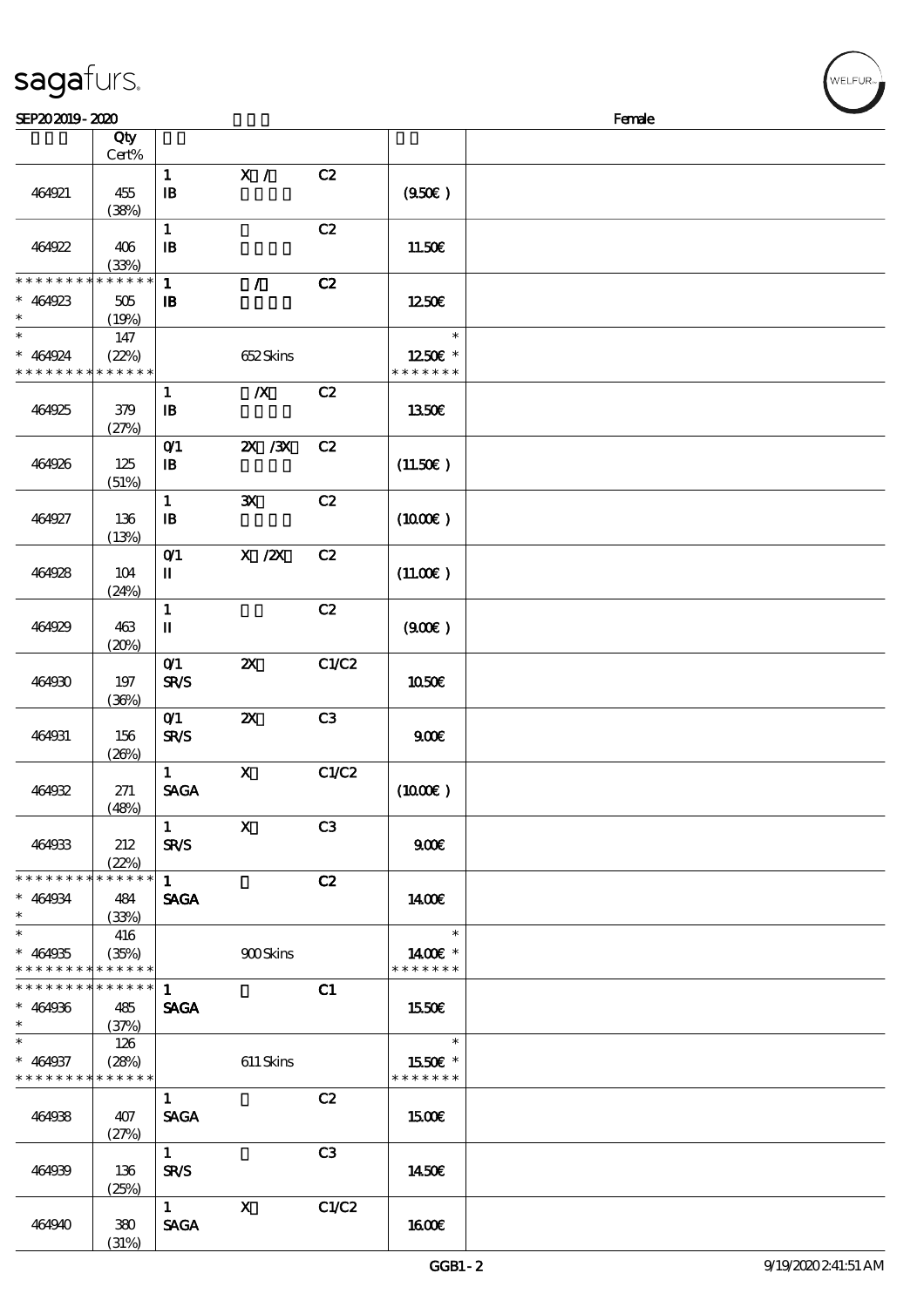# sagafurs.

SEP20 2019 - 2020 Female

| | Qty Cert% | | | | | |
|---|---|---|---|---|---|---|
| 464921 | 455 (38%) | 1 IB | X / | C2 | (9.50€ ) | |
| 464922 | 406 (33%) | 1 IB | | C2 | 11.50€ | |
| * * * * * * * * * * * * * * 464923 * | 505 (19%) | 1 IB | / | C2 | 12.50€ | |
| * * 464924 * * * * * * * * * * * * * | 147 (22%) | | 652 Skins | | * 12.50€ * * * * * * * * | |
| 464925 | 379 (27%) | 1 IB | /X | C2 | 13.50€ | |
| 464926 | 125 (51%) | 0/1 IB | 2X /3X | C2 | (11.50€ ) | |
| 464927 | 136 (13%) | 1 IB | 3X | C2 | (10.00€ ) | |
| 464928 | 104 (24%) | 0/1 II | X /2X | C2 | (11.00€ ) | |
| 464929 | 463 (20%) | 1 II | | C2 | (9.00€ ) | |
| 464930 | 197 (36%) | 0/1 SR/S | 2X | C1/C2 | 10.50€ | |
| 464931 | 156 (26%) | 0/1 SR/S | 2X | C3 | 9.00€ | |
| 464932 | 271 (48%) | 1 SAGA | X | C1/C2 | (10.00€ ) | |
| 464933 | 212 (22%) | 1 SR/S | X | C3 | 9.00€ | |
| * * * * * * * * * * * * * * 464934 * | 484 (33%) | 1 SAGA | | C2 | 14.00€ | |
| * * 464935 * * * * * * * * * * * * * | 416 (35%) | | 900 Skins | | * 14.00€ * * * * * * * * | |
| * * * * * * * * * * * * * * 464936 * | 485 (37%) | 1 SAGA | | C1 | 15.50€ | |
| * * 464937 * * * * * * * * * * * * * | 126 (28%) | | 611 Skins | | * 15.50€ * * * * * * * * | |
| 464938 | 407 (27%) | 1 SAGA | | C2 | 15.00€ | |
| 464939 | 136 (25%) | 1 SR/S | | C3 | 14.50€ | |
| 464940 | 380 (31%) | 1 SAGA | X | C1/C2 | 16.00€ | |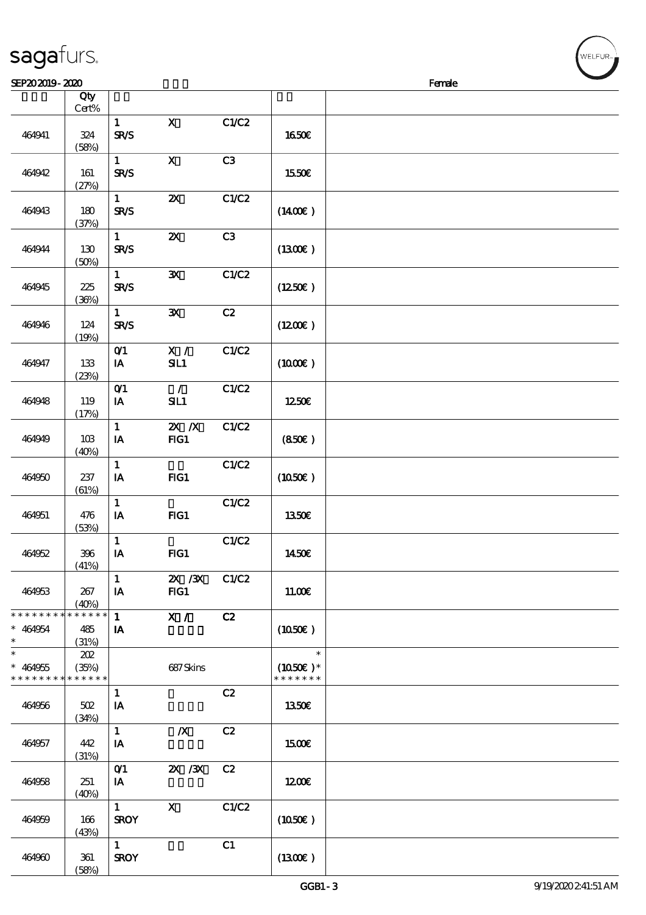sagafurs.

SEP20 2019 - 2020 Female

| | Qty Cert% | | | | | |
|---|---|---|---|---|---|---|
| 464941 | 324 (58%) | 1 SR/S | X | C1/C2 | 16.50€ | |
| 464942 | 161 (27%) | 1 SR/S | X | C3 | 15.50€ | |
| 464943 | 180 (37%) | 1 SR/S | 2X | C1/C2 | (14.00€ ) | |
| 464944 | 130 (50%) | 1 SR/S | 2X | C3 | (13.00€ ) | |
| 464945 | 225 (36%) | 1 SR/S | 3X | C1/C2 | (12.50€ ) | |
| 464946 | 124 (19%) | 1 SR/S | 3X | C2 | (12.00€ ) | |
| 464947 | 133 (23%) | 0/1 IA | X / SIL1 | C1/C2 | (10.00€ ) | |
| 464948 | 119 (17%) | 0/1 IA | / SIL1 | C1/C2 | 12.50€ | |
| 464949 | 103 (40%) | 1 IA | 2X /X FIG1 | C1/C2 | (8.50€ ) | |
| 464950 | 237 (61%) | 1 IA | FIG1 | C1/C2 | (10.50€ ) | |
| 464951 | 476 (53%) | 1 IA | FIG1 | C1/C2 | 13.50€ | |
| 464952 | 396 (41%) | 1 IA | FIG1 | C1/C2 | 14.50€ | |
| 464953 | 267 (40%) | 1 IA | 2X /3X FIG1 | C1/C2 | 11.00€ | |
| * * * * * * * * * * * * * * * 464954 * | 485 (31%) | 1 IA | X / | C2 | (10.50€ ) | |
| * * 464955 * * * * * * * * * * * * * | 202 (35%) | | 687 Skins | | * (10.50€ )* * * * * * * * | |
| 464956 | 502 (34%) | 1 IA | | C2 | 13.50€ | |
| 464957 | 442 (31%) | 1 IA | /X | C2 | 15.00€ | |
| 464958 | 251 (40%) | 0/1 IA | 2X /3X | C2 | 12.00€ | |
| 464959 | 166 (43%) | 1 SROY | X | C1/C2 | (10.50€ ) | |
| 464960 | 361 (58%) | 1 SROY | | C1 | (13.00€ ) | |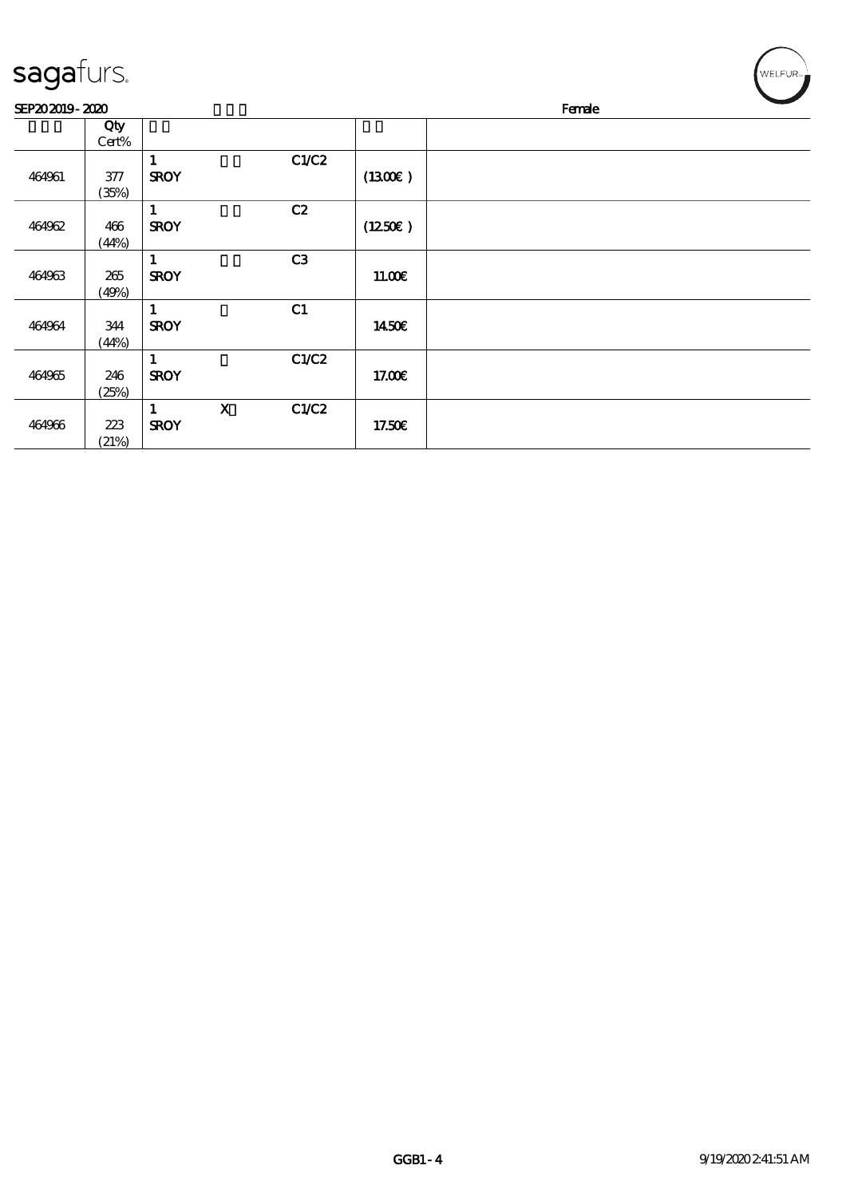sagafurs.

SEP20 2019 - 2020 Female

| | Qty Cert% | | | | | |
|---|---|---|---|---|---|---|
| 464961 | 377 (35%) | 1 SROY | | C1/C2 | (13.00€ ) | |
| 464962 | 466 (44%) | 1 SROY | | C2 | (12.50€ ) | |
| 464963 | 265 (49%) | 1 SROY | | C3 | 11.00€ | |
| 464964 | 344 (44%) | 1 SROY | | C1 | 14.50€ | |
| 464965 | 246 (25%) | 1 SROY | | C1/C2 | 17.00€ | |
| 464966 | 223 (21%) | 1 SROY | X | C1/C2 | 17.50€ | |

GGB1 - 4 9/19/2020 2:41:51 AM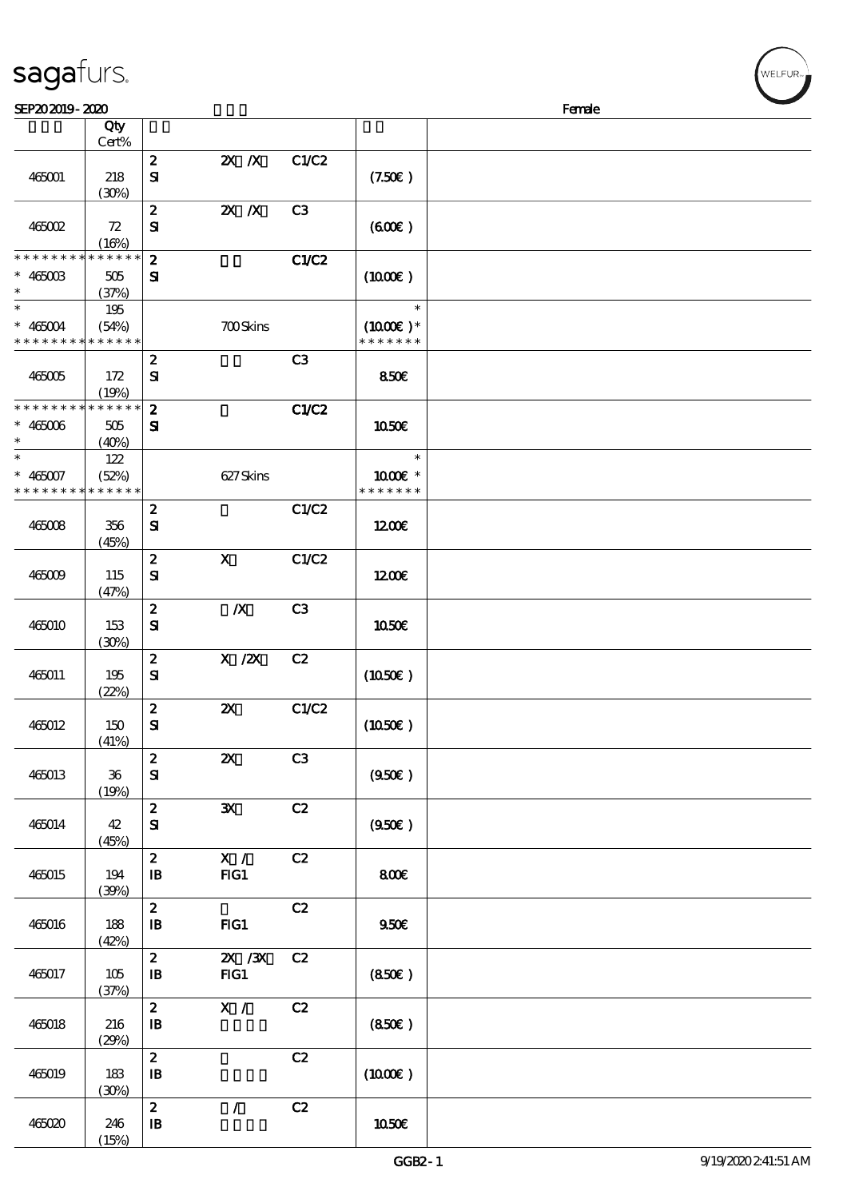SEP20 2019 - 2020 Female

| | Qty Cert% | | | | | |
|---|---|---|---|---|---|---|
| 465001 | 218 (30%) | 2 SI | 2X /X | C1/C2 | (7.50€ ) | |
| 465002 | 72 (16%) | 2 SI | 2X /X | C3 | (6.00€ ) | |
| * * * * * * * * * * * * * * * 465003 * | 505 (37%) | 2 SI | | C1/C2 | (10.00€ ) | |
| * * 465004 * * * * * * * * * * * * * * | 195 (54%) | | 700 Skins | | * (10.00€ ) * * * * * * * * | |
| 465005 | 172 (19%) | 2 SI | | C3 | 8.50€ | |
| * * * * * * * * * * * * * * * 465006 * | 505 (40%) | 2 SI | | C1/C2 | 10.50€ | |
| * * 465007 * * * * * * * * * * * * * * | 122 (52%) | | 627 Skins | | * 10.00€ * * * * * * * * | |
| 465008 | 356 (45%) | 2 SI | | C1/C2 | 12.00€ | |
| 465009 | 115 (47%) | 2 SI | X | C1/C2 | 12.00€ | |
| 465010 | 153 (30%) | 2 SI | /X | C3 | 10.50€ | |
| 465011 | 195 (22%) | 2 SI | X /2X | C2 | (10.50€ ) | |
| 465012 | 150 (41%) | 2 SI | 2X | C1/C2 | (10.50€ ) | |
| 465013 | 36 (19%) | 2 SI | 2X | C3 | (9.50€ ) | |
| 465014 | 42 (45%) | 2 SI | 3X | C2 | (9.50€ ) | |
| 465015 | 194 (39%) | 2 IB | X / FIG1 | C2 | 8.00€ | |
| 465016 | 188 (42%) | 2 IB | FIG1 | C2 | 9.50€ | |
| 465017 | 105 (37%) | 2 IB | 2X /3X FIG1 | C2 | (8.50€ ) | |
| 465018 | 216 (29%) | 2 IB | X / | C2 | (8.50€ ) | |
| 465019 | 183 (30%) | 2 IB | | C2 | (10.00€ ) | |
| 465020 | 246 (15%) | 2 IB | / | C2 | 10.50€ | |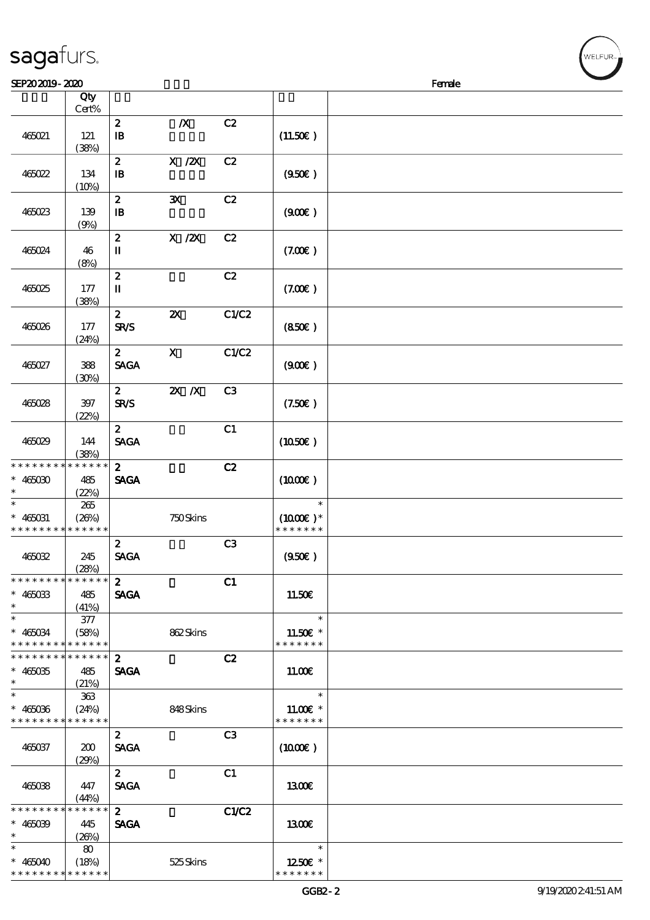| | Qty Cert% | | | | | |
|---|---|---|---|---|---|---|
| 465021 | 121 (38%) | 2 IB | /X | C2 | (11.50€) | |
| 465022 | 134 (10%) | 2 IB | X /2X | C2 | (9.50€) | |
| 465023 | 139 (9%) | 2 IB | 3X | C2 | (9.00€) | |
| 465024 | 46 (8%) | 2 II | X /2X | C2 | (7.00€) | |
| 465025 | 177 (38%) | 2 II | | C2 | (7.00€) | |
| 465026 | 177 (24%) | 2 SR/S | 2X | C1/C2 | (8.50€) | |
| 465027 | 388 (30%) | 2 SAGA | X | C1/C2 | (9.00€) | |
| 465028 | 397 (22%) | 2 SR/S | 2X /X | C3 | (7.50€) | |
| 465029 | 144 (38%) | 2 SAGA | | C1 | (10.50€) | |
| * * * * * * * * * * * * * * * 465030 * | 485 (22%) | 2 SAGA | | C2 | (10.00€) | |
| * * 465031 * * * * * * * * * * * * * * | 265 (26%) | | 750 Skins | | * (10.00€) * * * * * * * * | |
| 465032 | 245 (28%) | 2 SAGA | | C3 | (9.50€) | |
| * * * * * * * * * * * * * * * 465033 * | 485 (41%) | 2 SAGA | | C1 | 11.50€ | |
| * * 465034 * * * * * * * * * * * * * * | 377 (58%) | | 862 Skins | | * 11.50€ * * * * * * * * | |
| * * * * * * * * * * * * * * * 465035 * | 485 (21%) | 2 SAGA | | C2 | 11.00€ | |
| * * 465036 * * * * * * * * * * * * * * | 363 (24%) | | 848 Skins | | * 11.00€ * * * * * * * * | |
| 465037 | 200 (29%) | 2 SAGA | | C3 | (10.00€) | |
| 465038 | 447 (44%) | 2 SAGA | | C1 | 13.00€ | |
| * * * * * * * * * * * * * * * 465039 * | 445 (26%) | 2 SAGA | | C1/C2 | 13.00€ | |
| * * 465040 * * * * * * * * * * * * * * | 80 (18%) | | 525 Skins | | * 12.50€ * * * * * * * * | |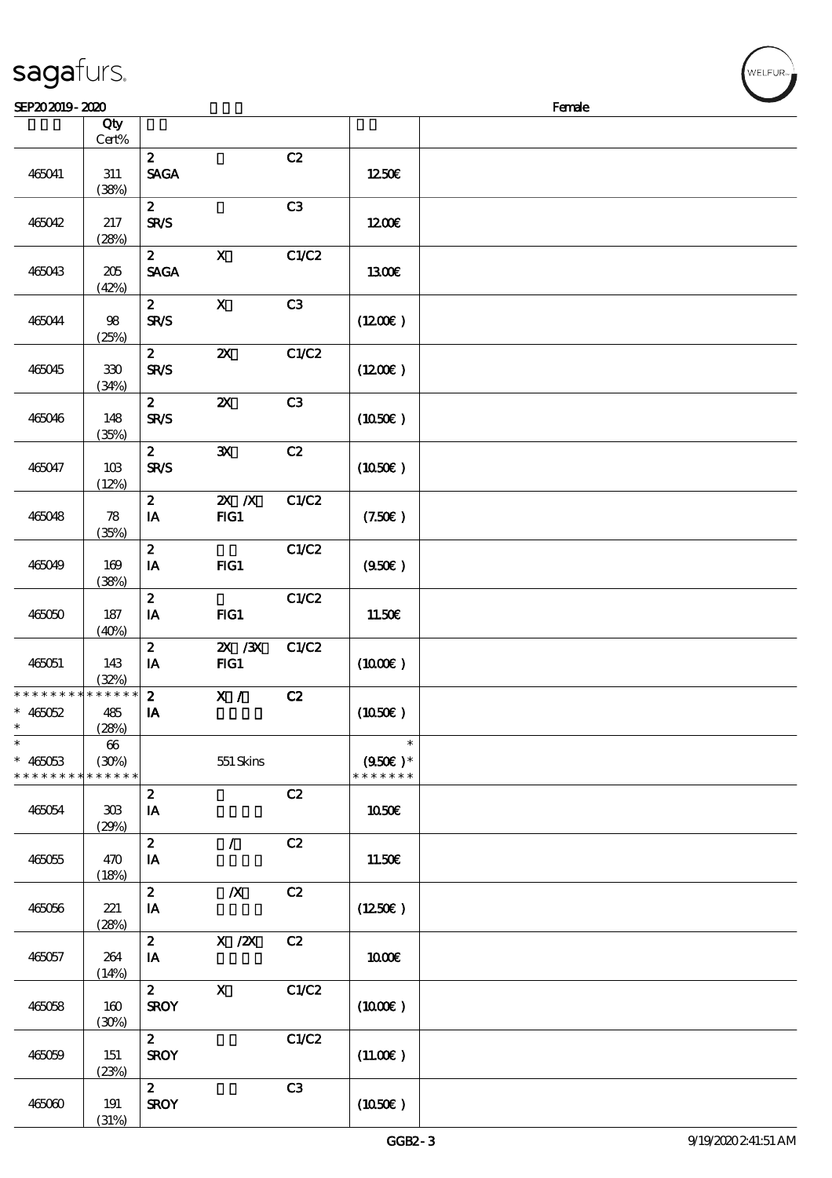| Qty Cert% | | | | | |
|---|---|---|---|---|---|
| 465041 | 311 (38%) | 2 SAGA | | C2 | 12.50€ |
| 465042 | 217 (28%) | 2 SR/S | | C3 | 12.00€ |
| 465043 | 205 (42%) | 2 SAGA | X | C1/C2 | 13.00€ |
| 465044 | 98 (25%) | 2 SR/S | X | C3 | (12.00€) |
| 465045 | 330 (34%) | 2 SR/S | 2X | C1/C2 | (12.00€) |
| 465046 | 148 (35%) | 2 SR/S | 2X | C3 | (10.50€) |
| 465047 | 103 (12%) | 2 SR/S | 3X | C2 | (10.50€) |
| 465048 | 78 (35%) | 2 IA | 2X /X FIG1 | C1/C2 | (7.50€) |
| 465049 | 169 (38%) | 2 IA | FIG1 | C1/C2 | (9.50€) |
| 465050 | 187 (40%) | 2 IA | FIG1 | C1/C2 | 11.50€ |
| 465051 | 143 (32%) | 2 IA | 2X /3X FIG1 | C1/C2 | (10.00€) |
| * 465052 | 485 (28%) | 2 IA | X / | C2 | (10.50€) |
| * 465053 | 66 (30%) | | 551 Skins | | (9.50€)* |
| 465054 | 303 (29%) | 2 IA | | C2 | 10.50€ |
| 465055 | 470 (18%) | 2 IA | / | C2 | 11.50€ |
| 465056 | 221 (28%) | 2 IA | /X | C2 | (12.50€) |
| 465057 | 264 (14%) | 2 IA | X /2X | C2 | 10.00€ |
| 465058 | 160 (30%) | 2 SROY | X | C1/C2 | (10.00€) |
| 465059 | 151 (23%) | 2 SROY | | C1/C2 | (11.00€) |
| 465060 | 191 (31%) | 2 SROY | | C3 | (10.50€) |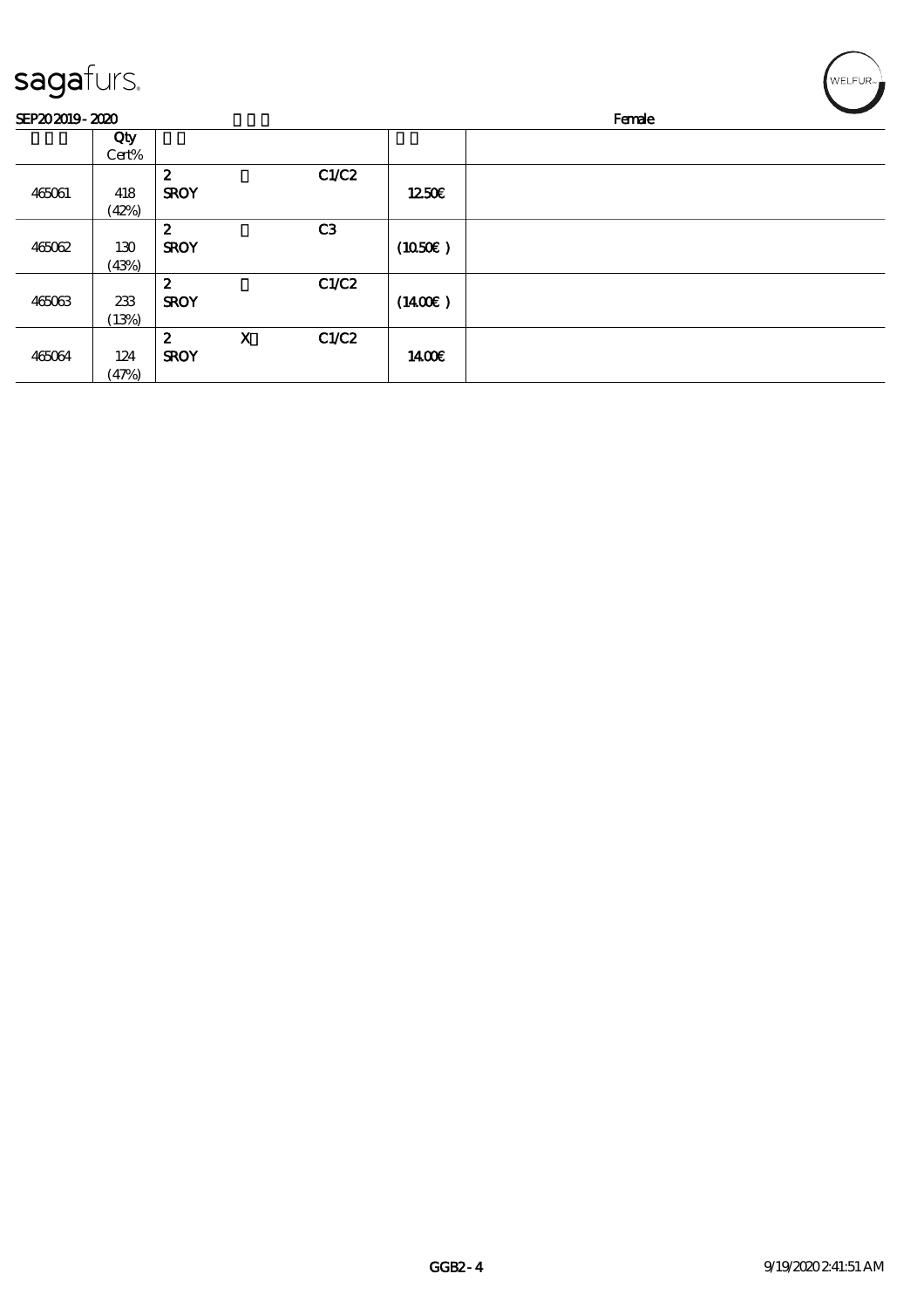sagafurs.

SEP20 2019 - 2020 Female

| | Qty Cert% | | | | | |
|---|---|---|---|---|---|---|
| 465061 | 418 (42%) | 2 SROY | | C1/C2 | 12.50€ | |
| 465062 | 130 (43%) | 2 SROY | | C3 | (10.50€ ) | |
| 465063 | 233 (13%) | 2 SROY | | C1/C2 | (14.00€ ) | |
| 465064 | 124 (47%) | 2 SROY | X | C1/C2 | 14.00€ | |

GGB2 - 4 9/19/2020 2:41:51 AM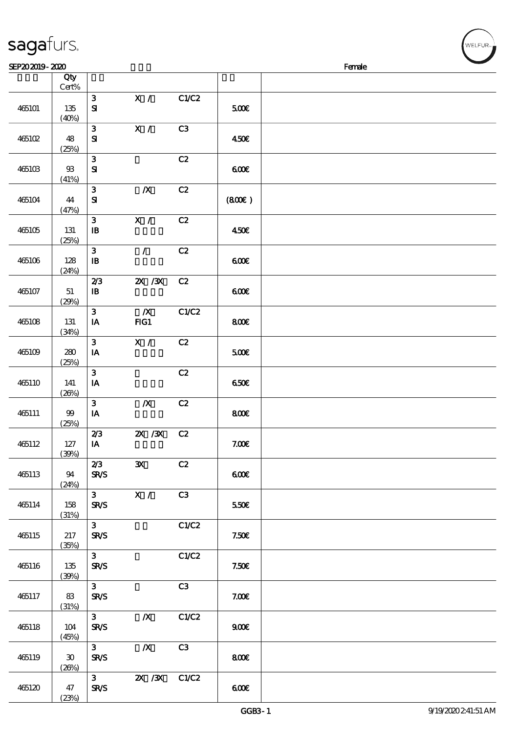**SEP20 2019 - 2020** Female

| | Qty Cert% | | | | | |
|---|---|---|---|---|---|---|
| 465101 | 135 (40%) | 3 SI | X / | C1/C2 | 5.00€ | |
| 465102 | 48 (25%) | 3 SI | X / | C3 | 4.50€ | |
| 465103 | 93 (41%) | 3 SI | | C2 | 6.00€ | |
| 465104 | 44 (47%) | 3 SI | /X | C2 | (8.00€) | |
| 465105 | 131 (25%) | 3 IB | X / | C2 | 4.50€ | |
| 465106 | 128 (24%) | 3 IB | / | C2 | 6.00€ | |
| 465107 | 51 (29%) | 2/3 IB | 2X /3X | C2 | 6.00€ | |
| 465108 | 131 (34%) | 3 IA | /X FIG1 | C1/C2 | 8.00€ | |
| 465109 | 280 (25%) | 3 IA | X / | C2 | 5.00€ | |
| 465110 | 141 (26%) | 3 IA | | C2 | 6.50€ | |
| 465111 | 99 (25%) | 3 IA | /X | C2 | 8.00€ | |
| 465112 | 127 (39%) | 2/3 IA | 2X /3X | C2 | 7.00€ | |
| 465113 | 94 (24%) | 2/3 SR/S | 3X | C2 | 6.00€ | |
| 465114 | 158 (31%) | 3 SR/S | X / | C3 | 5.50€ | |
| 465115 | 217 (35%) | 3 SR/S | | C1/C2 | 7.50€ | |
| 465116 | 135 (39%) | 3 SR/S | | C1/C2 | 7.50€ | |
| 465117 | 83 (31%) | 3 SR/S | | C3 | 7.00€ | |
| 465118 | 104 (45%) | 3 SR/S | /X | C1/C2 | 9.00€ | |
| 465119 | 30 (26%) | 3 SR/S | /X | C3 | 8.00€ | |
| 465120 | 47 (23%) | 3 SR/S | 2X /3X | C1/C2 | 6.00€ | |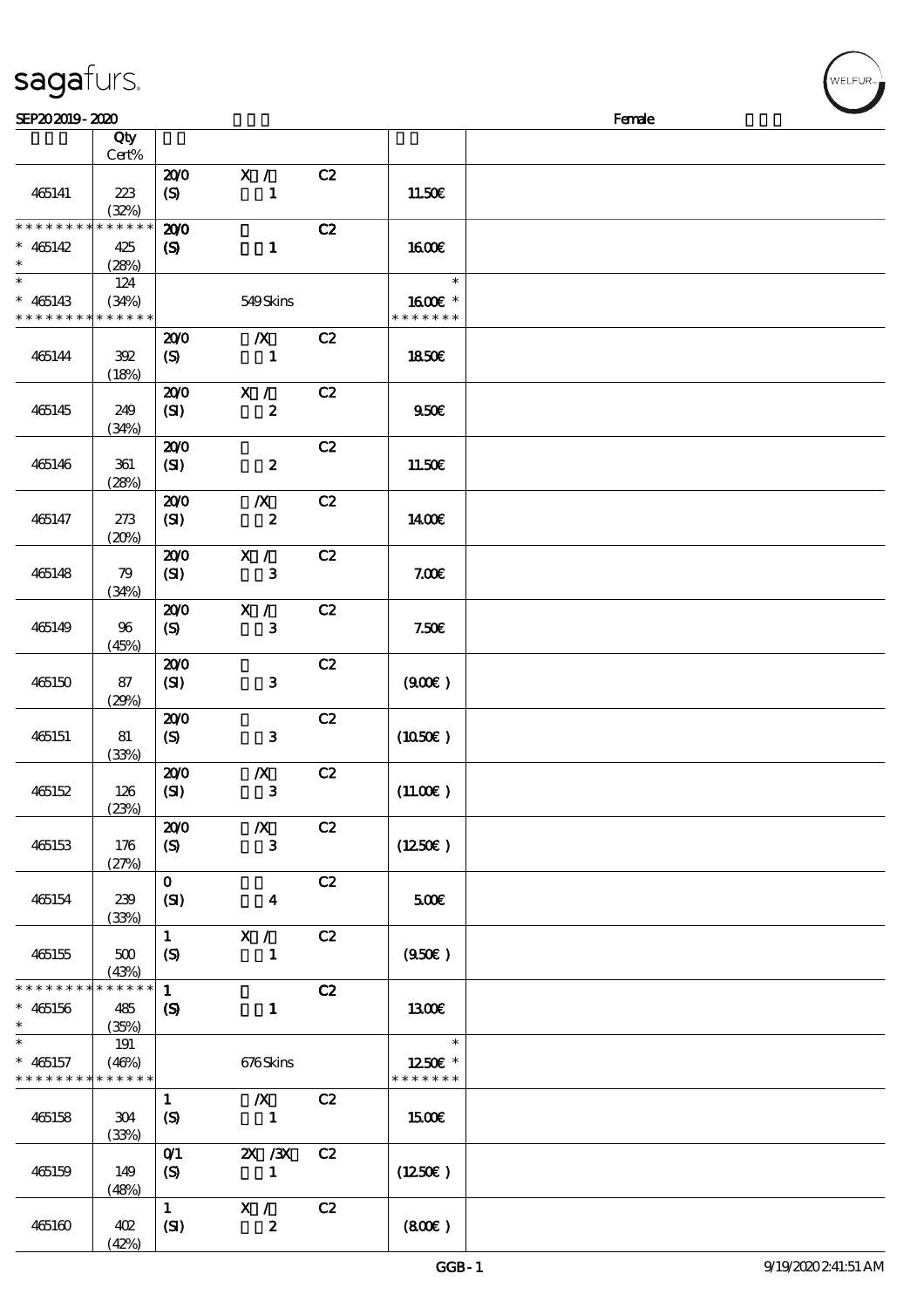| | Qty Cert% | | | | | |
|---|---|---|---|---|---|---|
| 465141 | 223 (32%) | 20/0 (S) | X / 1 | C2 | 11.50€ | |
| * * * * * * * * * * * * * * 465142 * | 425 (28%) | 20/0 (S) | 1 | C2 | 16.00€ | |
| * * 465143 * * * * * * * * * * * * * * | 124 (34%) | | 549 Skins | | * 16.00€ * * * * * * * * | |
| 465144 | 392 (18%) | 20/0 (S) | /X 1 | C2 | 18.50€ | |
| 465145 | 249 (34%) | 20/0 (SI) | X / 2 | C2 | 9.50€ | |
| 465146 | 361 (28%) | 20/0 (SI) | 2 | C2 | 11.50€ | |
| 465147 | 273 (20%) | 20/0 (SI) | /X 2 | C2 | 14.00€ | |
| 465148 | 79 (34%) | 20/0 (SI) | X / 3 | C2 | 7.00€ | |
| 465149 | 96 (45%) | 20/0 (S) | X / 3 | C2 | 7.50€ | |
| 465150 | 87 (29%) | 20/0 (SI) | 3 | C2 | (9.00€ ) | |
| 465151 | 81 (33%) | 20/0 (S) | 3 | C2 | (10.50€ ) | |
| 465152 | 126 (23%) | 20/0 (SI) | /X 3 | C2 | (11.00€ ) | |
| 465153 | 176 (27%) | 20/0 (S) | /X 3 | C2 | (12.50€ ) | |
| 465154 | 239 (33%) | 0 (SI) | 4 | C2 | 5.00€ | |
| 465155 | 500 (43%) | 1 (S) | X / 1 | C2 | (9.50€ ) | |
| * * * * * * * * * * * * * * 465156 * | 485 (35%) | 1 (S) | 1 | C2 | 13.00€ | |
| * * 465157 * * * * * * * * * * * * * * | 191 (46%) | | 676 Skins | | * 12.50€ * * * * * * * * | |
| 465158 | 304 (33%) | 1 (S) | /X 1 | C2 | 15.00€ | |
| 465159 | 149 (48%) | 0/1 (S) | 2X /3X 1 | C2 | (12.50€ ) | |
| 465160 | 402 (42%) | 1 (SI) | X / 2 | C2 | (8.00€ ) | |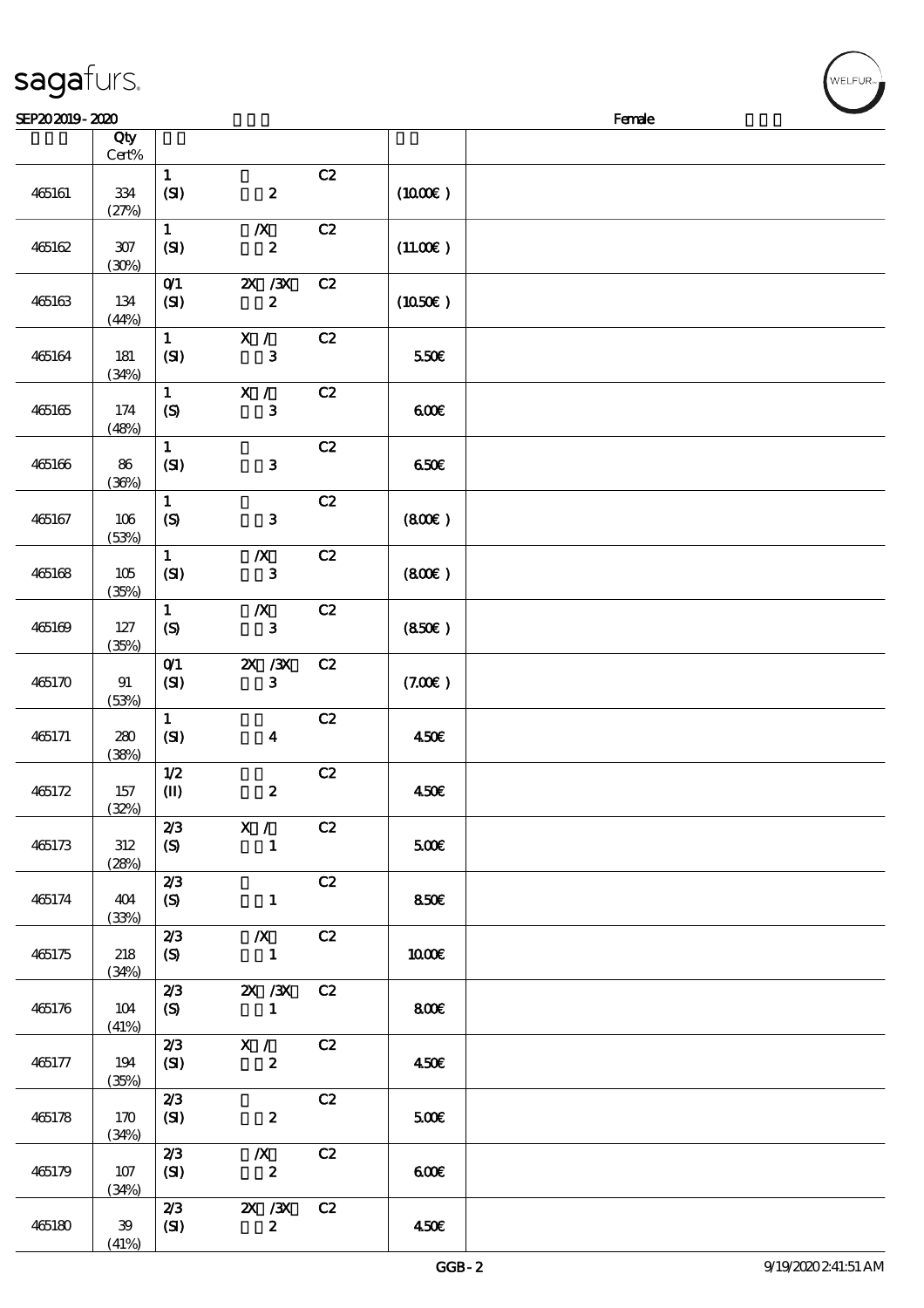| | Qty Cert% | | | | | |
|---|---|---|---|---|---|---|
| 465161 | 334 (27%) | 1 (SI) | 2 | C2 | (10.00€) | |
| 465162 | 307 (30%) | 1 (SI) | /X 2 | C2 | (11.00€) | |
| 465163 | 134 (44%) | 0/1 (SI) | 2X /3X 2 | C2 | (10.50€) | |
| 465164 | 181 (34%) | 1 (SI) | X / 3 | C2 | 5.50€ | |
| 465165 | 174 (48%) | 1 (S) | X / 3 | C2 | 6.00€ | |
| 465166 | 86 (36%) | 1 (SI) | 3 | C2 | 6.50€ | |
| 465167 | 106 (53%) | 1 (S) | 3 | C2 | (8.00€) | |
| 465168 | 105 (35%) | 1 (SI) | /X 3 | C2 | (8.00€) | |
| 465169 | 127 (35%) | 1 (S) | /X 3 | C2 | (8.50€) | |
| 465170 | 91 (53%) | 0/1 (SI) | 2X /3X 3 | C2 | (7.00€) | |
| 465171 | 280 (38%) | 1 (SI) | 4 | C2 | 4.50€ | |
| 465172 | 157 (32%) | 1/2 (II) | 2 | C2 | 4.50€ | |
| 465173 | 312 (28%) | 2/3 (S) | X / 1 | C2 | 5.00€ | |
| 465174 | 404 (33%) | 2/3 (S) | 1 | C2 | 8.50€ | |
| 465175 | 218 (34%) | 2/3 (S) | /X 1 | C2 | 10.00€ | |
| 465176 | 104 (41%) | 2/3 (S) | 2X /3X 1 | C2 | 8.00€ | |
| 465177 | 194 (35%) | 2/3 (SI) | X / 2 | C2 | 4.50€ | |
| 465178 | 170 (34%) | 2/3 (SI) | 2 | C2 | 5.00€ | |
| 465179 | 107 (34%) | 2/3 (SI) | /X 2 | C2 | 6.00€ | |
| 465180 | 39 (41%) | 2/3 (SI) | 2X /3X 2 | C2 | 4.50€ | |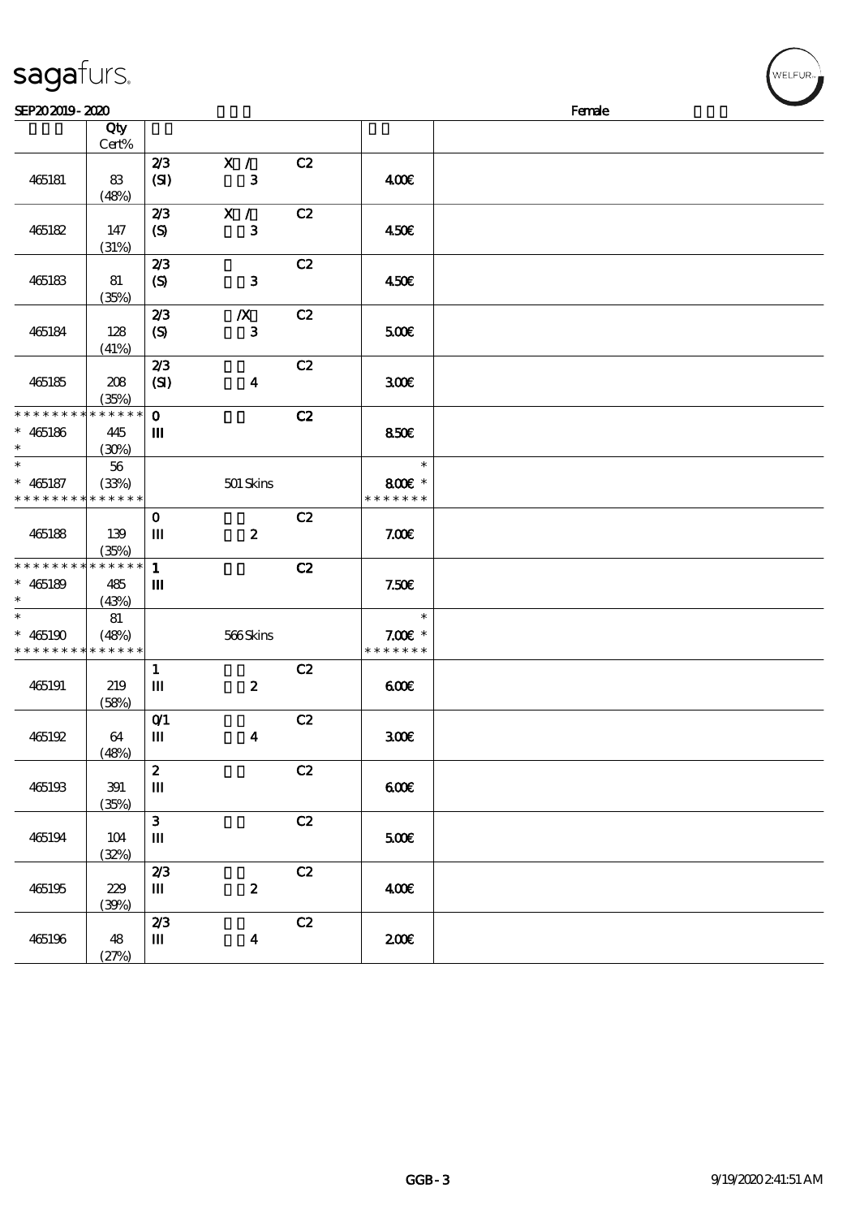| | Qty Cert% | | | | | |
|---|---|---|---|---|---|---|
| 465181 | 83 (48%) | 2/3 (SI) | X / 3 | C2 | 4.00€ | |
| 465182 | 147 (31%) | 2/3 (S) | X / 3 | C2 | 4.50€ | |
| 465183 | 81 (35%) | 2/3 (S) | 3 | C2 | 4.50€ | |
| 465184 | 128 (41%) | 2/3 (S) | /X 3 | C2 | 5.00€ | |
| 465185 | 208 (35%) | 2/3 (SI) | 4 | C2 | 3.00€ | |
| * * * * * * * * * * * * * * * 465186 * | 445 (30%) | 0 III | | C2 | 8.50€ | |
| * * 465187 * * * * * * * * * * * * * * | 56 (33%) | | 501 Skins | | * 8.00€ * * * * * * * * | |
| 465188 | 139 (35%) | 0 III | 2 | C2 | 7.00€ | |
| * * * * * * * * * * * * * * * 465189 * | 485 (43%) | 1 III | | C2 | 7.50€ | |
| * * 465190 * * * * * * * * * * * * * * | 81 (48%) | | 566 Skins | | * 7.00€ * * * * * * * * | |
| 465191 | 219 (58%) | 1 III | 2 | C2 | 6.00€ | |
| 465192 | 64 (48%) | 0/1 III | 4 | C2 | 3.00€ | |
| 465193 | 391 (35%) | 2 III | | C2 | 6.00€ | |
| 465194 | 104 (32%) | 3 III | | C2 | 5.00€ | |
| 465195 | 229 (39%) | 2/3 III | 2 | C2 | 4.00€ | |
| 465196 | 48 (27%) | 2/3 III | 4 | C2 | 2.00€ | |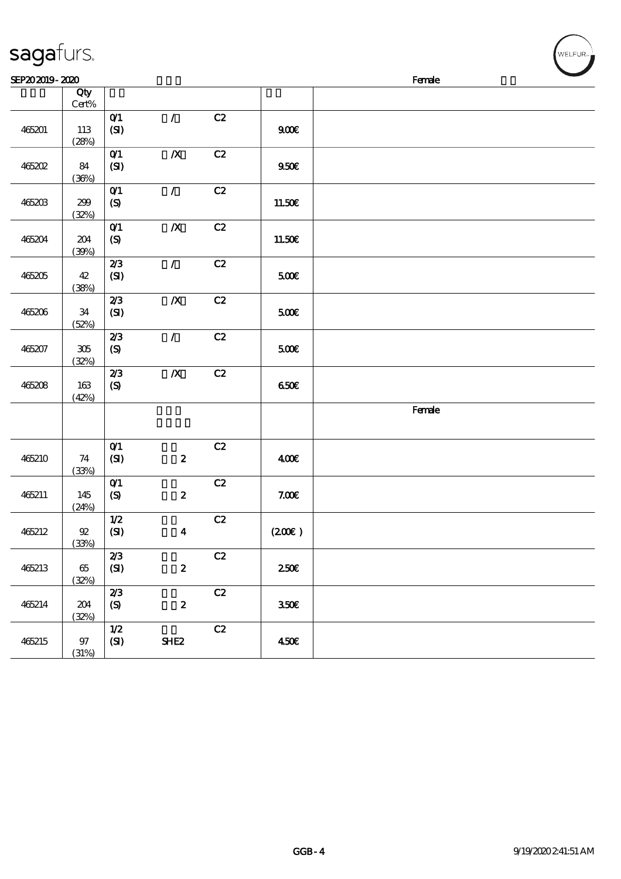sagafurs.

SEP20 2019 - 2020 Female

| | Qty Cert% | | | | | |
|---|---|---|---|---|---|---|
| 465201 | 113 (28%) | 0/1 (SI) | / | C2 | 9.00€ | |
| 465202 | 84 (36%) | 0/1 (SI) | /X | C2 | 9.50€ | |
| 465203 | 299 (32%) | 0/1 (S) | / | C2 | 11.50€ | |
| 465204 | 204 (39%) | 0/1 (S) | /X | C2 | 11.50€ | |
| 465205 | 42 (38%) | 2/3 (SI) | / | C2 | 5.00€ | |
| 465206 | 34 (52%) | 2/3 (SI) | /X | C2 | 5.00€ | |
| 465207 | 305 (32%) | 2/3 (S) | / | C2 | 5.00€ | |
| 465208 | 163 (42%) | 2/3 (S) | /X | C2 | 6.50€ | |
| | | | | | | Female |
| 465210 | 74 (33%) | 0/1 (SI) | 2 | C2 | 4.00€ | |
| 465211 | 145 (24%) | 0/1 (S) | 2 | C2 | 7.00€ | |
| 465212 | 92 (33%) | 1/2 (SI) | 4 | C2 | (2.00€ ) | |
| 465213 | 65 (32%) | 2/3 (SI) | 2 | C2 | 2.50€ | |
| 465214 | 204 (32%) | 2/3 (S) | 2 | C2 | 3.50€ | |
| 465215 | 97 (31%) | 1/2 (SI) | SHE2 | C2 | 4.50€ | |